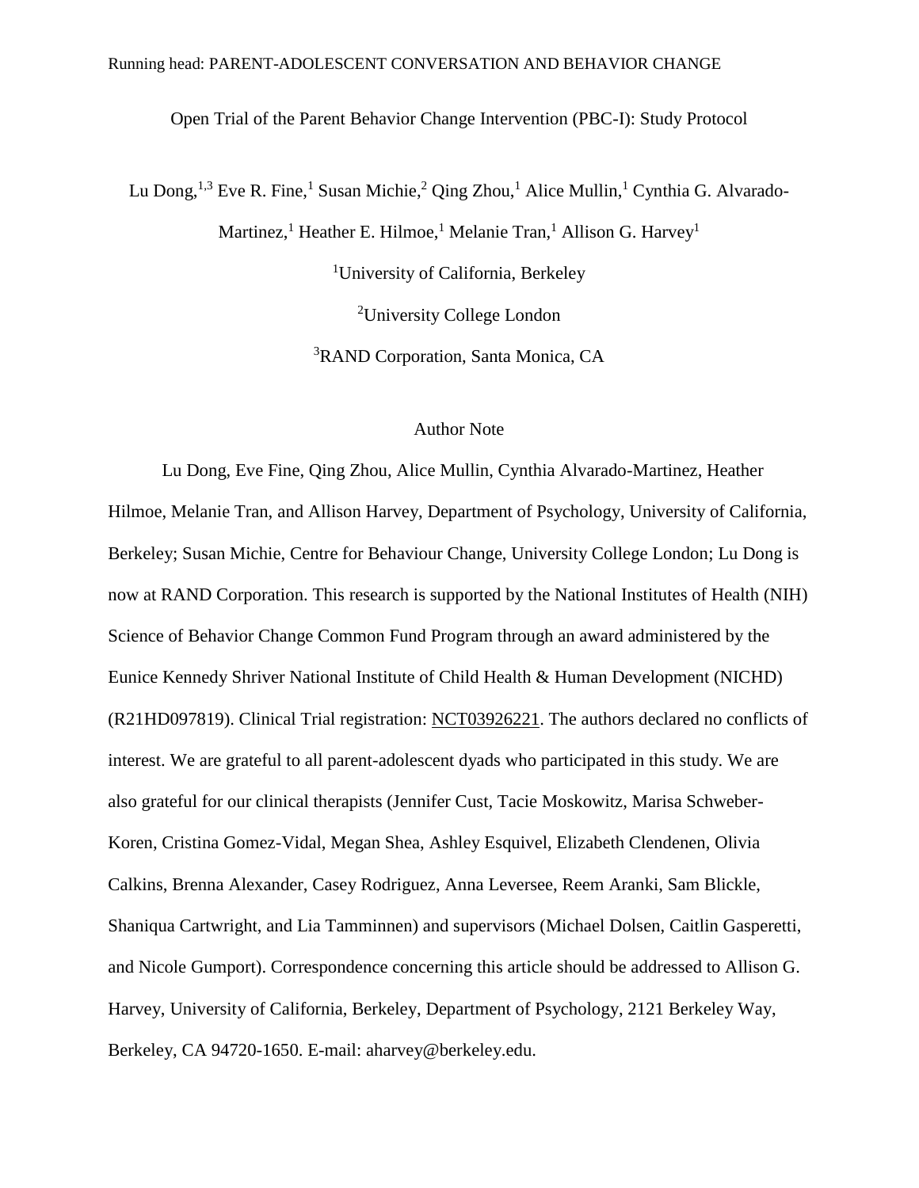# Open Trial of the Parent Behavior Change Intervention (PBC-I): Study Protocol

Lu Dong,[1,3] Eve R. Fine,[1] Susan Michie,[2] Qing Zhou,[1] Alice Mullin,[1] Cynthia G. Alvarado-Martinez,[1] Heather E. Hilmoe,[1] Melanie Tran,[1] Allison G. Harvey[1]

[1]University of California, Berkeley

[2]University College London

[3]RAND Corporation, Santa Monica, CA

## Author Note

Lu Dong, Eve Fine, Qing Zhou, Alice Mullin, Cynthia Alvarado-Martinez, Heather Hilmoe, Melanie Tran, and Allison Harvey, Department of Psychology, University of California, Berkeley; Susan Michie, Centre for Behaviour Change, University College London; Lu Dong is now at RAND Corporation. This research is supported by the National Institutes of Health (NIH) Science of Behavior Change Common Fund Program through an award administered by the Eunice Kennedy Shriver National Institute of Child Health & Human Development (NICHD) (R21HD097819). Clinical Trial registration: NCT03926221. The authors declared no conflicts of interest. We are grateful to all parent-adolescent dyads who participated in this study. We are also grateful for our clinical therapists (Jennifer Cust, Tacie Moskowitz, Marisa Schweber-Koren, Cristina Gomez-Vidal, Megan Shea, Ashley Esquivel, Elizabeth Clendenen, Olivia Calkins, Brenna Alexander, Casey Rodriguez, Anna Leversee, Reem Aranki, Sam Blickle, Shaniqua Cartwright, and Lia Tamminnen) and supervisors (Michael Dolsen, Caitlin Gasperetti, and Nicole Gumport). Correspondence concerning this article should be addressed to Allison G. Harvey, University of California, Berkeley, Department of Psychology, 2121 Berkeley Way, Berkeley, CA 94720-1650. E-mail: aharvey@berkeley.edu.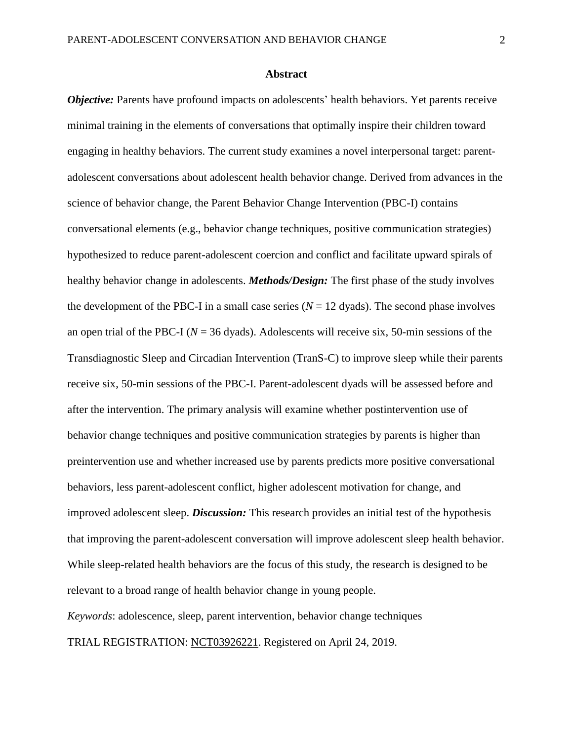## Abstract

***Objective:*** Parents have profound impacts on adolescents' health behaviors. Yet parents receive minimal training in the elements of conversations that optimally inspire their children toward engaging in healthy behaviors. The current study examines a novel interpersonal target: parent-adolescent conversations about adolescent health behavior change. Derived from advances in the science of behavior change, the Parent Behavior Change Intervention (PBC-I) contains conversational elements (e.g., behavior change techniques, positive communication strategies) hypothesized to reduce parent-adolescent coercion and conflict and facilitate upward spirals of healthy behavior change in adolescents. ***Methods/Design:*** The first phase of the study involves the development of the PBC-I in a small case series ($N$ = 12 dyads). The second phase involves an open trial of the PBC-I ($N$ = 36 dyads). Adolescents will receive six, 50-min sessions of the Transdiagnostic Sleep and Circadian Intervention (TranS-C) to improve sleep while their parents receive six, 50-min sessions of the PBC-I. Parent-adolescent dyads will be assessed before and after the intervention. The primary analysis will examine whether postintervention use of behavior change techniques and positive communication strategies by parents is higher than preintervention use and whether increased use by parents predicts more positive conversational behaviors, less parent-adolescent conflict, higher adolescent motivation for change, and improved adolescent sleep. ***Discussion:*** This research provides an initial test of the hypothesis that improving the parent-adolescent conversation will improve adolescent sleep health behavior. While sleep-related health behaviors are the focus of this study, the research is designed to be relevant to a broad range of health behavior change in young people.

*Keywords*: adolescence, sleep, parent intervention, behavior change techniques

TRIAL REGISTRATION: NCT03926221. Registered on April 24, 2019.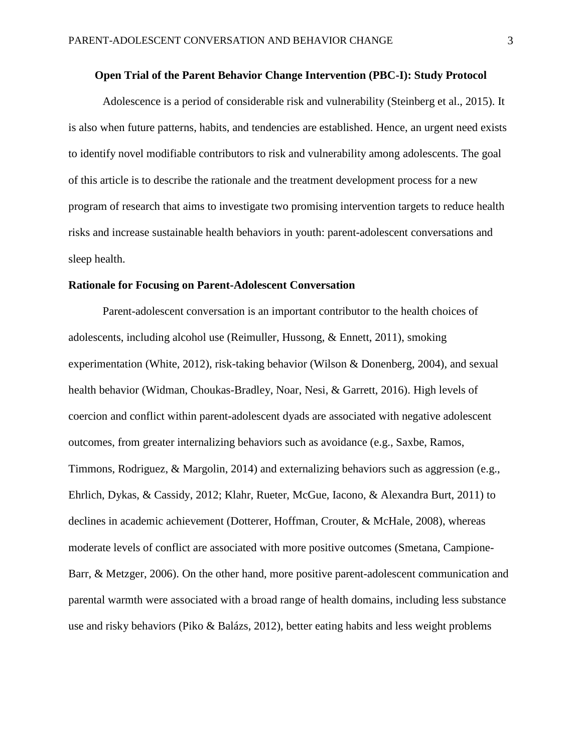## Open Trial of the Parent Behavior Change Intervention (PBC-I): Study Protocol

Adolescence is a period of considerable risk and vulnerability (Steinberg et al., 2015). It is also when future patterns, habits, and tendencies are established. Hence, an urgent need exists to identify novel modifiable contributors to risk and vulnerability among adolescents. The goal of this article is to describe the rationale and the treatment development process for a new program of research that aims to investigate two promising intervention targets to reduce health risks and increase sustainable health behaviors in youth: parent-adolescent conversations and sleep health.

### Rationale for Focusing on Parent-Adolescent Conversation

Parent-adolescent conversation is an important contributor to the health choices of adolescents, including alcohol use (Reimuller, Hussong, & Ennett, 2011), smoking experimentation (White, 2012), risk-taking behavior (Wilson & Donenberg, 2004), and sexual health behavior (Widman, Choukas-Bradley, Noar, Nesi, & Garrett, 2016). High levels of coercion and conflict within parent-adolescent dyads are associated with negative adolescent outcomes, from greater internalizing behaviors such as avoidance (e.g., Saxbe, Ramos, Timmons, Rodriguez, & Margolin, 2014) and externalizing behaviors such as aggression (e.g., Ehrlich, Dykas, & Cassidy, 2012; Klahr, Rueter, McGue, Iacono, & Alexandra Burt, 2011) to declines in academic achievement (Dotterer, Hoffman, Crouter, & McHale, 2008), whereas moderate levels of conflict are associated with more positive outcomes (Smetana, Campione-Barr, & Metzger, 2006). On the other hand, more positive parent-adolescent communication and parental warmth were associated with a broad range of health domains, including less substance use and risky behaviors (Piko & Balázs, 2012), better eating habits and less weight problems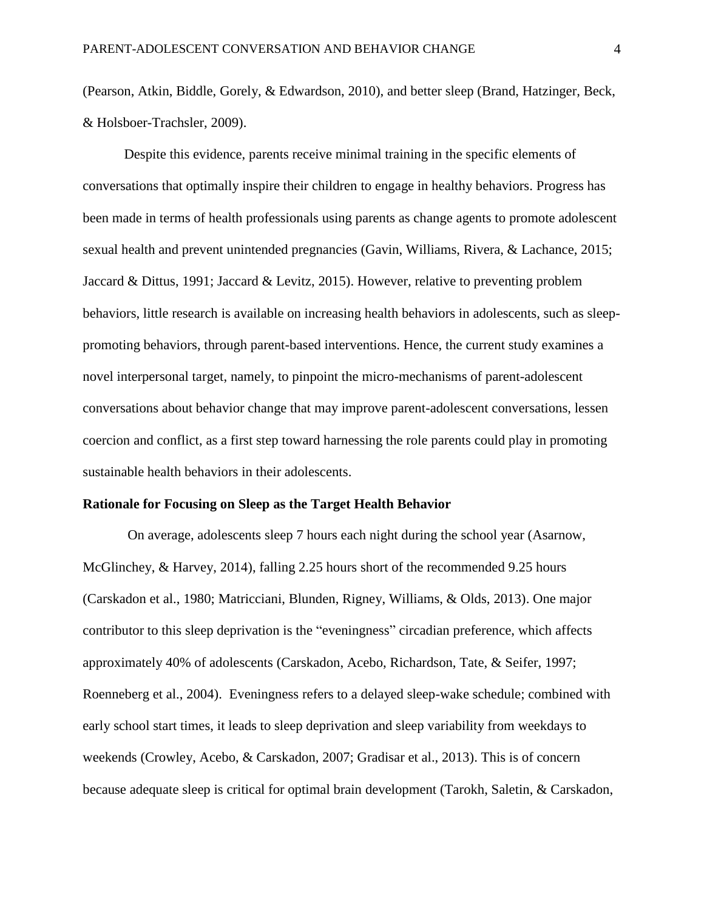(Pearson, Atkin, Biddle, Gorely, & Edwardson, 2010), and better sleep (Brand, Hatzinger, Beck, & Holsboer-Trachsler, 2009).

Despite this evidence, parents receive minimal training in the specific elements of conversations that optimally inspire their children to engage in healthy behaviors. Progress has been made in terms of health professionals using parents as change agents to promote adolescent sexual health and prevent unintended pregnancies (Gavin, Williams, Rivera, & Lachance, 2015; Jaccard & Dittus, 1991; Jaccard & Levitz, 2015). However, relative to preventing problem behaviors, little research is available on increasing health behaviors in adolescents, such as sleep-promoting behaviors, through parent-based interventions. Hence, the current study examines a novel interpersonal target, namely, to pinpoint the micro-mechanisms of parent-adolescent conversations about behavior change that may improve parent-adolescent conversations, lessen coercion and conflict, as a first step toward harnessing the role parents could play in promoting sustainable health behaviors in their adolescents.

**Rationale for Focusing on Sleep as the Target Health Behavior**

On average, adolescents sleep 7 hours each night during the school year (Asarnow, McGlinchey, & Harvey, 2014), falling 2.25 hours short of the recommended 9.25 hours (Carskadon et al., 1980; Matricciani, Blunden, Rigney, Williams, & Olds, 2013). One major contributor to this sleep deprivation is the "eveningness" circadian preference, which affects approximately 40% of adolescents (Carskadon, Acebo, Richardson, Tate, & Seifer, 1997; Roenneberg et al., 2004). Eveningness refers to a delayed sleep-wake schedule; combined with early school start times, it leads to sleep deprivation and sleep variability from weekdays to weekends (Crowley, Acebo, & Carskadon, 2007; Gradisar et al., 2013). This is of concern because adequate sleep is critical for optimal brain development (Tarokh, Saletin, & Carskadon,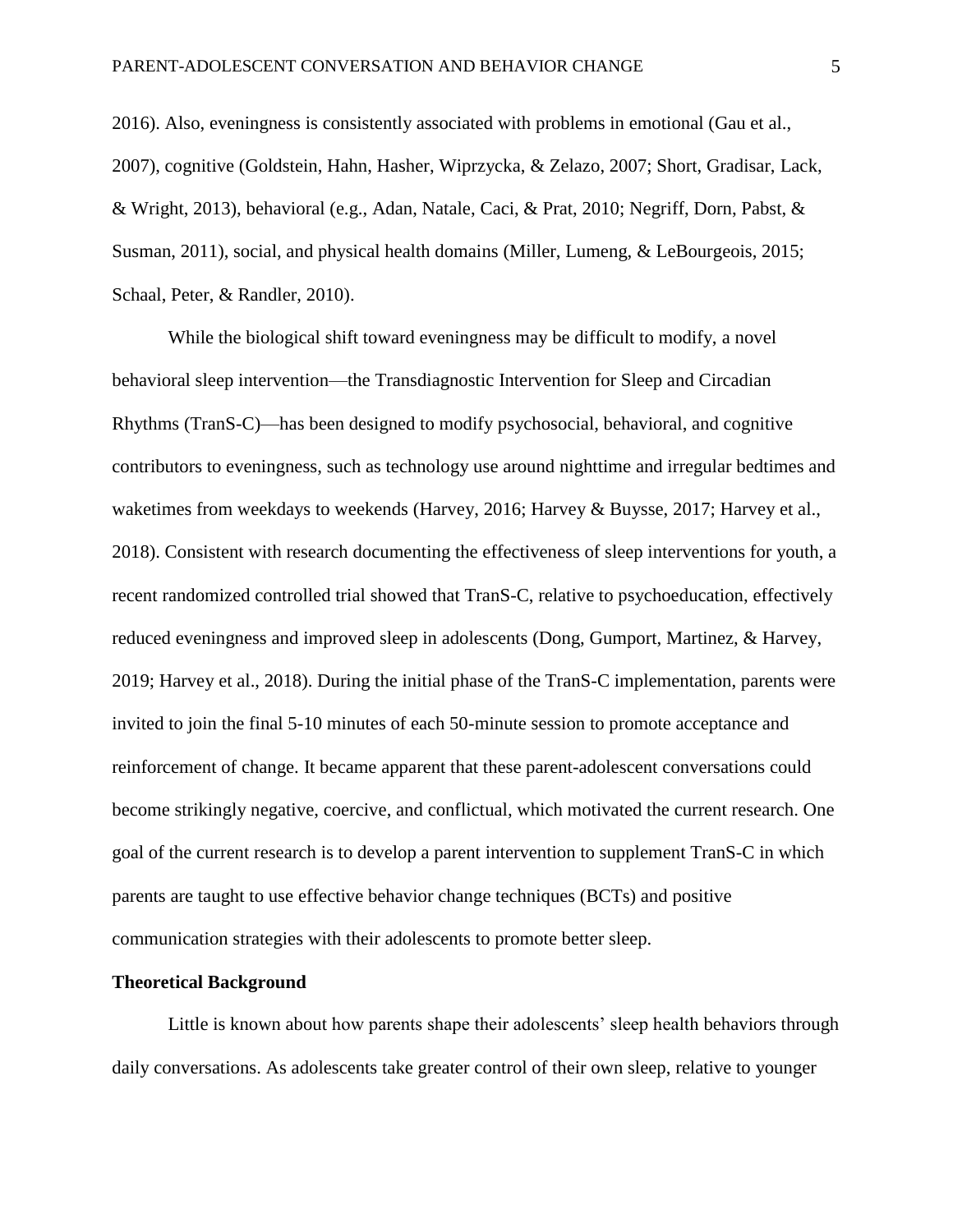2016). Also, eveningness is consistently associated with problems in emotional (Gau et al., 2007), cognitive (Goldstein, Hahn, Hasher, Wiprzycka, & Zelazo, 2007; Short, Gradisar, Lack, & Wright, 2013), behavioral (e.g., Adan, Natale, Caci, & Prat, 2010; Negriff, Dorn, Pabst, & Susman, 2011), social, and physical health domains (Miller, Lumeng, & LeBourgeois, 2015; Schaal, Peter, & Randler, 2010).

While the biological shift toward eveningness may be difficult to modify, a novel behavioral sleep intervention—the Transdiagnostic Intervention for Sleep and Circadian Rhythms (TranS-C)—has been designed to modify psychosocial, behavioral, and cognitive contributors to eveningness, such as technology use around nighttime and irregular bedtimes and waketimes from weekdays to weekends (Harvey, 2016; Harvey & Buysse, 2017; Harvey et al., 2018). Consistent with research documenting the effectiveness of sleep interventions for youth, a recent randomized controlled trial showed that TranS-C, relative to psychoeducation, effectively reduced eveningness and improved sleep in adolescents (Dong, Gumport, Martinez, & Harvey, 2019; Harvey et al., 2018). During the initial phase of the TranS-C implementation, parents were invited to join the final 5-10 minutes of each 50-minute session to promote acceptance and reinforcement of change. It became apparent that these parent-adolescent conversations could become strikingly negative, coercive, and conflictual, which motivated the current research. One goal of the current research is to develop a parent intervention to supplement TranS-C in which parents are taught to use effective behavior change techniques (BCTs) and positive communication strategies with their adolescents to promote better sleep.

## Theoretical Background

Little is known about how parents shape their adolescents' sleep health behaviors through daily conversations. As adolescents take greater control of their own sleep, relative to younger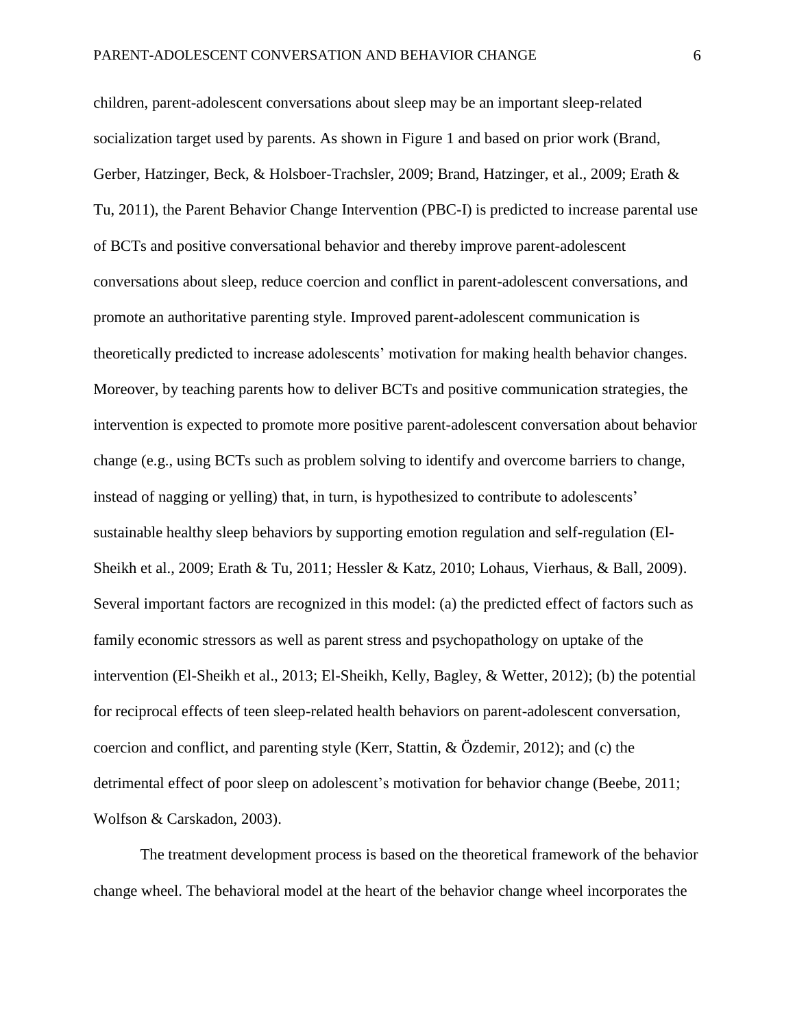children, parent-adolescent conversations about sleep may be an important sleep-related socialization target used by parents. As shown in Figure 1 and based on prior work (Brand, Gerber, Hatzinger, Beck, & Holsboer-Trachsler, 2009; Brand, Hatzinger, et al., 2009; Erath & Tu, 2011), the Parent Behavior Change Intervention (PBC-I) is predicted to increase parental use of BCTs and positive conversational behavior and thereby improve parent-adolescent conversations about sleep, reduce coercion and conflict in parent-adolescent conversations, and promote an authoritative parenting style. Improved parent-adolescent communication is theoretically predicted to increase adolescents' motivation for making health behavior changes. Moreover, by teaching parents how to deliver BCTs and positive communication strategies, the intervention is expected to promote more positive parent-adolescent conversation about behavior change (e.g., using BCTs such as problem solving to identify and overcome barriers to change, instead of nagging or yelling) that, in turn, is hypothesized to contribute to adolescents' sustainable healthy sleep behaviors by supporting emotion regulation and self-regulation (El-Sheikh et al., 2009; Erath & Tu, 2011; Hessler & Katz, 2010; Lohaus, Vierhaus, & Ball, 2009). Several important factors are recognized in this model: (a) the predicted effect of factors such as family economic stressors as well as parent stress and psychopathology on uptake of the intervention (El-Sheikh et al., 2013; El-Sheikh, Kelly, Bagley, & Wetter, 2012); (b) the potential for reciprocal effects of teen sleep-related health behaviors on parent-adolescent conversation, coercion and conflict, and parenting style (Kerr, Stattin, & Özdemir, 2012); and (c) the detrimental effect of poor sleep on adolescent's motivation for behavior change (Beebe, 2011; Wolfson & Carskadon, 2003).

The treatment development process is based on the theoretical framework of the behavior change wheel. The behavioral model at the heart of the behavior change wheel incorporates the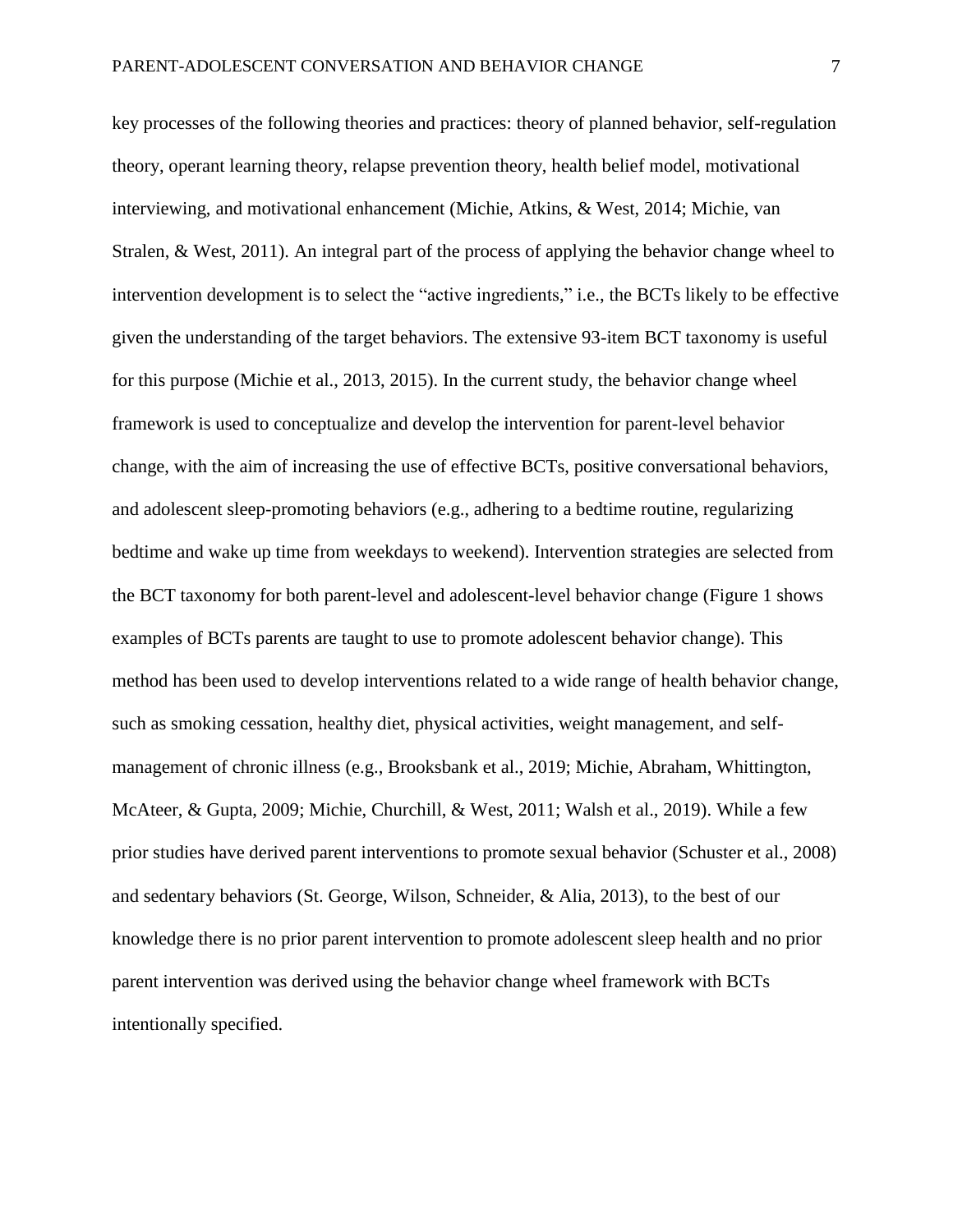key processes of the following theories and practices: theory of planned behavior, self-regulation theory, operant learning theory, relapse prevention theory, health belief model, motivational interviewing, and motivational enhancement (Michie, Atkins, & West, 2014; Michie, van Stralen, & West, 2011). An integral part of the process of applying the behavior change wheel to intervention development is to select the "active ingredients," i.e., the BCTs likely to be effective given the understanding of the target behaviors. The extensive 93-item BCT taxonomy is useful for this purpose (Michie et al., 2013, 2015). In the current study, the behavior change wheel framework is used to conceptualize and develop the intervention for parent-level behavior change, with the aim of increasing the use of effective BCTs, positive conversational behaviors, and adolescent sleep-promoting behaviors (e.g., adhering to a bedtime routine, regularizing bedtime and wake up time from weekdays to weekend). Intervention strategies are selected from the BCT taxonomy for both parent-level and adolescent-level behavior change (Figure 1 shows examples of BCTs parents are taught to use to promote adolescent behavior change). This method has been used to develop interventions related to a wide range of health behavior change, such as smoking cessation, healthy diet, physical activities, weight management, and self-management of chronic illness (e.g., Brooksbank et al., 2019; Michie, Abraham, Whittington, McAteer, & Gupta, 2009; Michie, Churchill, & West, 2011; Walsh et al., 2019). While a few prior studies have derived parent interventions to promote sexual behavior (Schuster et al., 2008) and sedentary behaviors (St. George, Wilson, Schneider, & Alia, 2013), to the best of our knowledge there is no prior parent intervention to promote adolescent sleep health and no prior parent intervention was derived using the behavior change wheel framework with BCTs intentionally specified.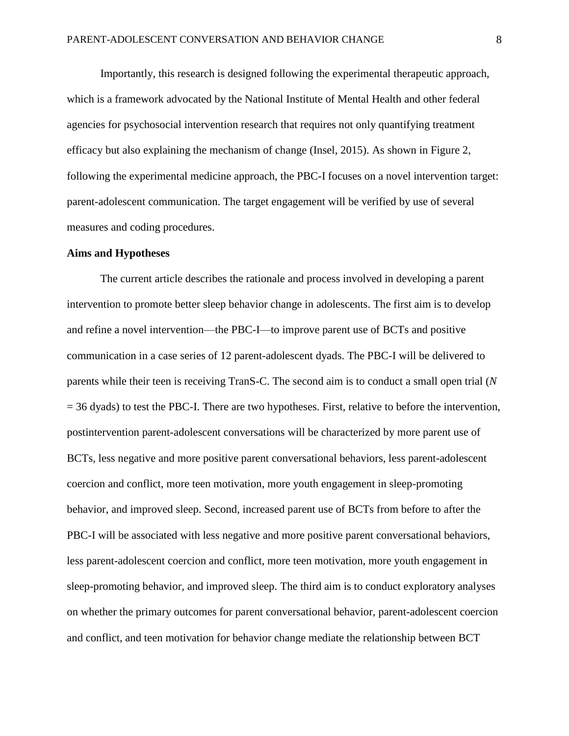Importantly, this research is designed following the experimental therapeutic approach, which is a framework advocated by the National Institute of Mental Health and other federal agencies for psychosocial intervention research that requires not only quantifying treatment efficacy but also explaining the mechanism of change (Insel, 2015). As shown in Figure 2, following the experimental medicine approach, the PBC-I focuses on a novel intervention target: parent-adolescent communication. The target engagement will be verified by use of several measures and coding procedures.

**Aims and Hypotheses**

The current article describes the rationale and process involved in developing a parent intervention to promote better sleep behavior change in adolescents. The first aim is to develop and refine a novel intervention—the PBC-I—to improve parent use of BCTs and positive communication in a case series of 12 parent-adolescent dyads. The PBC-I will be delivered to parents while their teen is receiving TranS-C. The second aim is to conduct a small open trial ($N = 36$ dyads) to test the PBC-I. There are two hypotheses. First, relative to before the intervention, postintervention parent-adolescent conversations will be characterized by more parent use of BCTs, less negative and more positive parent conversational behaviors, less parent-adolescent coercion and conflict, more teen motivation, more youth engagement in sleep-promoting behavior, and improved sleep. Second, increased parent use of BCTs from before to after the PBC-I will be associated with less negative and more positive parent conversational behaviors, less parent-adolescent coercion and conflict, more teen motivation, more youth engagement in sleep-promoting behavior, and improved sleep. The third aim is to conduct exploratory analyses on whether the primary outcomes for parent conversational behavior, parent-adolescent coercion and conflict, and teen motivation for behavior change mediate the relationship between BCT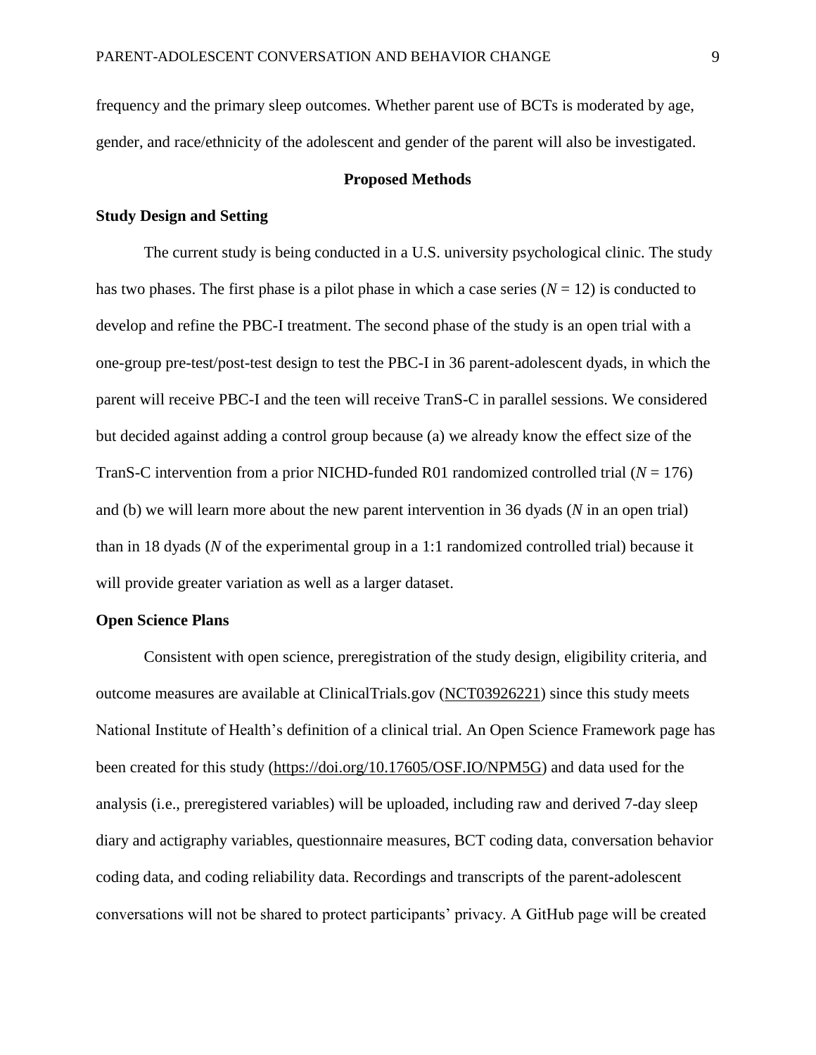frequency and the primary sleep outcomes. Whether parent use of BCTs is moderated by age, gender, and race/ethnicity of the adolescent and gender of the parent will also be investigated.

# Proposed Methods

## Study Design and Setting

The current study is being conducted in a U.S. university psychological clinic. The study has two phases. The first phase is a pilot phase in which a case series ($N = 12$) is conducted to develop and refine the PBC-I treatment. The second phase of the study is an open trial with a one-group pre-test/post-test design to test the PBC-I in 36 parent-adolescent dyads, in which the parent will receive PBC-I and the teen will receive TranS-C in parallel sessions. We considered but decided against adding a control group because (a) we already know the effect size of the TranS-C intervention from a prior NICHD-funded R01 randomized controlled trial ($N = 176$) and (b) we will learn more about the new parent intervention in 36 dyads ($N$ in an open trial) than in 18 dyads ($N$ of the experimental group in a 1:1 randomized controlled trial) because it will provide greater variation as well as a larger dataset.

## Open Science Plans

Consistent with open science, preregistration of the study design, eligibility criteria, and outcome measures are available at ClinicalTrials.gov (NCT03926221) since this study meets National Institute of Health's definition of a clinical trial. An Open Science Framework page has been created for this study (https://doi.org/10.17605/OSF.IO/NPM5G) and data used for the analysis (i.e., preregistered variables) will be uploaded, including raw and derived 7-day sleep diary and actigraphy variables, questionnaire measures, BCT coding data, conversation behavior coding data, and coding reliability data. Recordings and transcripts of the parent-adolescent conversations will not be shared to protect participants' privacy. A GitHub page will be created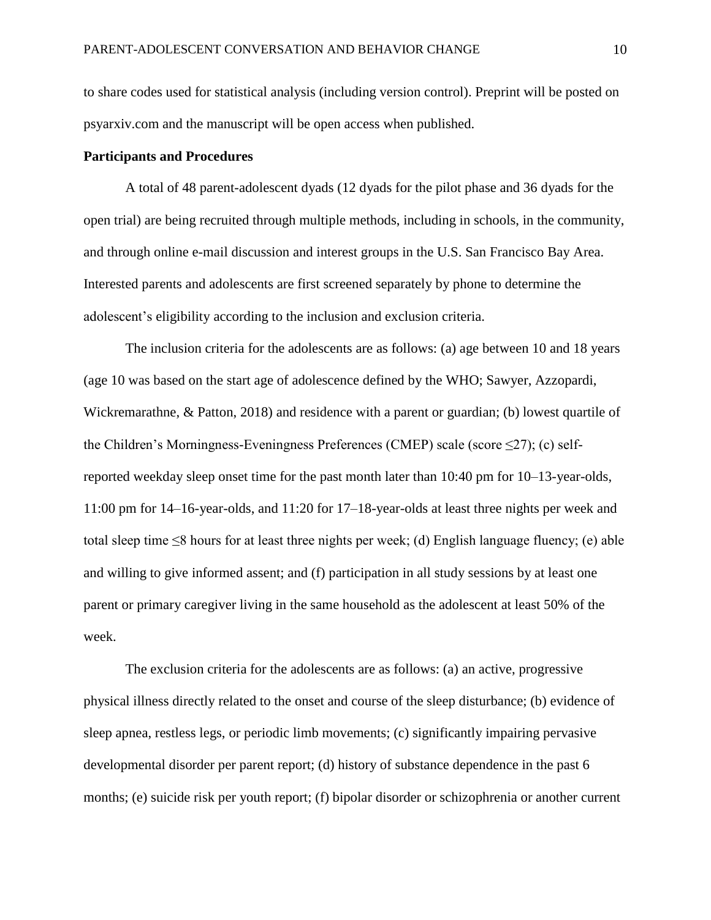to share codes used for statistical analysis (including version control). Preprint will be posted on psyarxiv.com and the manuscript will be open access when published.

**Participants and Procedures**

A total of 48 parent-adolescent dyads (12 dyads for the pilot phase and 36 dyads for the open trial) are being recruited through multiple methods, including in schools, in the community, and through online e-mail discussion and interest groups in the U.S. San Francisco Bay Area. Interested parents and adolescents are first screened separately by phone to determine the adolescent's eligibility according to the inclusion and exclusion criteria.

The inclusion criteria for the adolescents are as follows: (a) age between 10 and 18 years (age 10 was based on the start age of adolescence defined by the WHO; Sawyer, Azzopardi, Wickremarathne, & Patton, 2018) and residence with a parent or guardian; (b) lowest quartile of the Children's Morningness-Eveningness Preferences (CMEP) scale (score ≤27); (c) self-reported weekday sleep onset time for the past month later than 10:40 pm for 10–13-year-olds, 11:00 pm for 14–16-year-olds, and 11:20 for 17–18-year-olds at least three nights per week and total sleep time ≤8 hours for at least three nights per week; (d) English language fluency; (e) able and willing to give informed assent; and (f) participation in all study sessions by at least one parent or primary caregiver living in the same household as the adolescent at least 50% of the week.

The exclusion criteria for the adolescents are as follows: (a) an active, progressive physical illness directly related to the onset and course of the sleep disturbance; (b) evidence of sleep apnea, restless legs, or periodic limb movements; (c) significantly impairing pervasive developmental disorder per parent report; (d) history of substance dependence in the past 6 months; (e) suicide risk per youth report; (f) bipolar disorder or schizophrenia or another current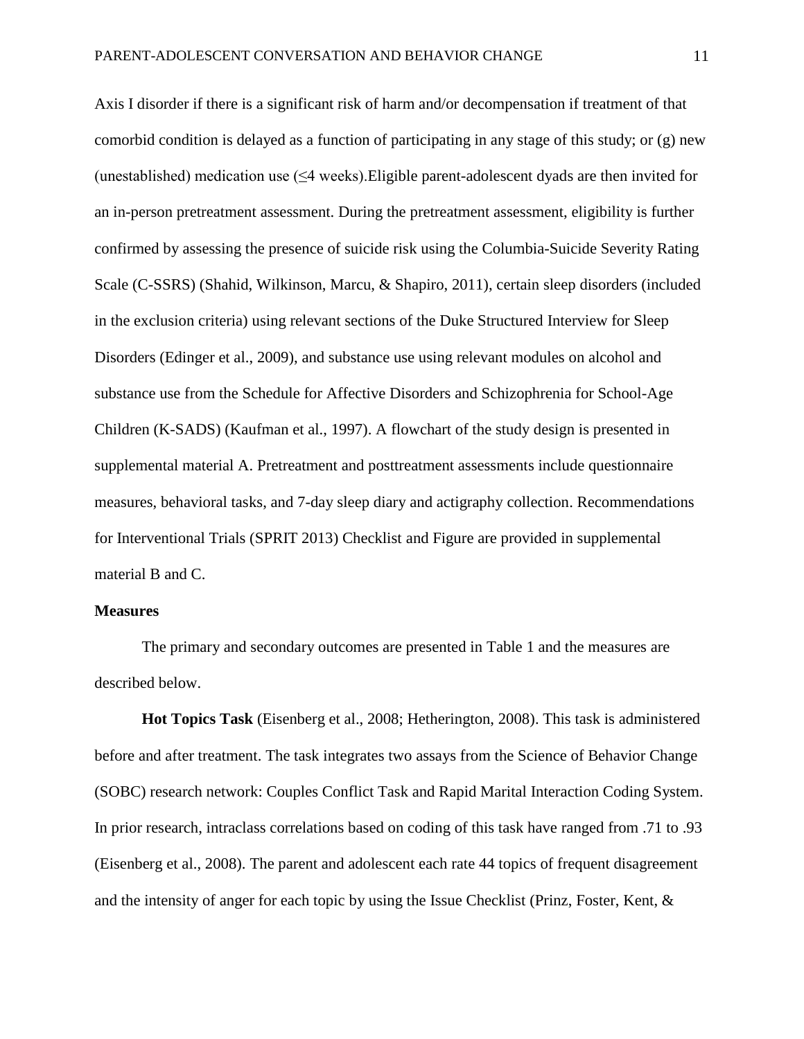Axis I disorder if there is a significant risk of harm and/or decompensation if treatment of that comorbid condition is delayed as a function of participating in any stage of this study; or (g) new (unestablished) medication use (≤4 weeks).Eligible parent-adolescent dyads are then invited for an in-person pretreatment assessment. During the pretreatment assessment, eligibility is further confirmed by assessing the presence of suicide risk using the Columbia-Suicide Severity Rating Scale (C-SSRS) (Shahid, Wilkinson, Marcu, & Shapiro, 2011), certain sleep disorders (included in the exclusion criteria) using relevant sections of the Duke Structured Interview for Sleep Disorders (Edinger et al., 2009), and substance use using relevant modules on alcohol and substance use from the Schedule for Affective Disorders and Schizophrenia for School-Age Children (K-SADS) (Kaufman et al., 1997). A flowchart of the study design is presented in supplemental material A. Pretreatment and posttreatment assessments include questionnaire measures, behavioral tasks, and 7-day sleep diary and actigraphy collection. Recommendations for Interventional Trials (SPRIT 2013) Checklist and Figure are provided in supplemental material B and C.

**Measures**

The primary and secondary outcomes are presented in Table 1 and the measures are described below.

**Hot Topics Task** (Eisenberg et al., 2008; Hetherington, 2008). This task is administered before and after treatment. The task integrates two assays from the Science of Behavior Change (SOBC) research network: Couples Conflict Task and Rapid Marital Interaction Coding System. In prior research, intraclass correlations based on coding of this task have ranged from .71 to .93 (Eisenberg et al., 2008). The parent and adolescent each rate 44 topics of frequent disagreement and the intensity of anger for each topic by using the Issue Checklist (Prinz, Foster, Kent, &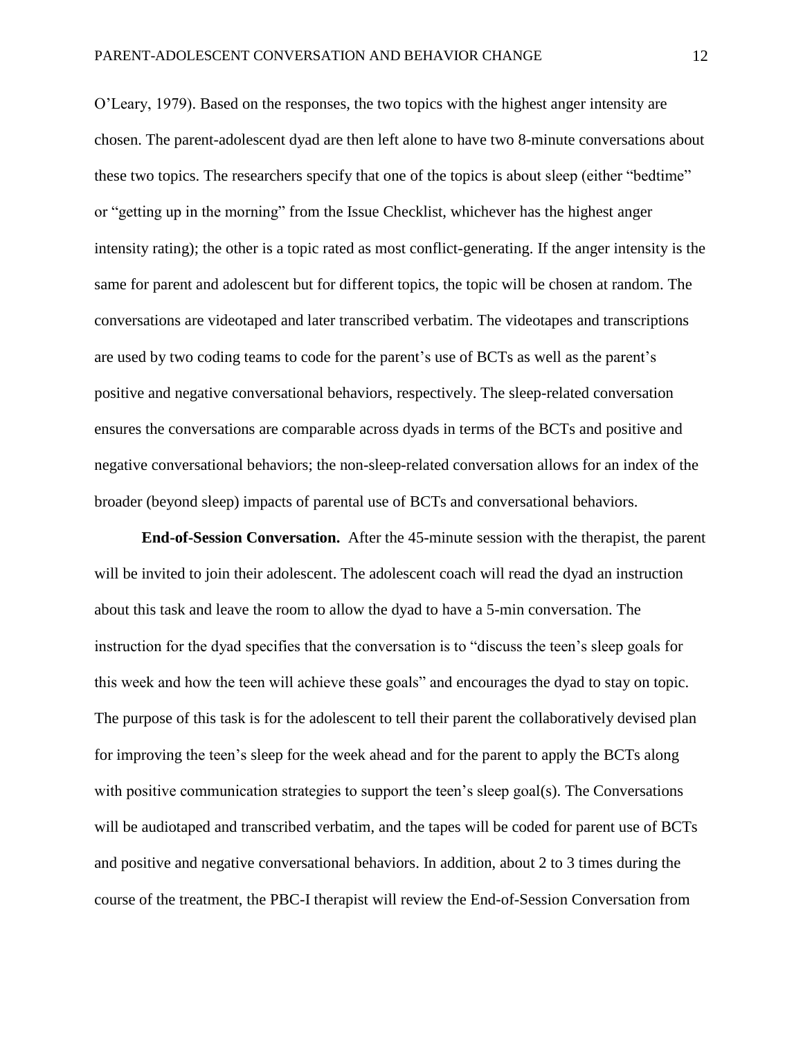O'Leary, 1979). Based on the responses, the two topics with the highest anger intensity are chosen. The parent-adolescent dyad are then left alone to have two 8-minute conversations about these two topics. The researchers specify that one of the topics is about sleep (either "bedtime" or "getting up in the morning" from the Issue Checklist, whichever has the highest anger intensity rating); the other is a topic rated as most conflict-generating. If the anger intensity is the same for parent and adolescent but for different topics, the topic will be chosen at random. The conversations are videotaped and later transcribed verbatim. The videotapes and transcriptions are used by two coding teams to code for the parent's use of BCTs as well as the parent's positive and negative conversational behaviors, respectively. The sleep-related conversation ensures the conversations are comparable across dyads in terms of the BCTs and positive and negative conversational behaviors; the non-sleep-related conversation allows for an index of the broader (beyond sleep) impacts of parental use of BCTs and conversational behaviors.

**End-of-Session Conversation.** After the 45-minute session with the therapist, the parent will be invited to join their adolescent. The adolescent coach will read the dyad an instruction about this task and leave the room to allow the dyad to have a 5-min conversation. The instruction for the dyad specifies that the conversation is to "discuss the teen's sleep goals for this week and how the teen will achieve these goals" and encourages the dyad to stay on topic. The purpose of this task is for the adolescent to tell their parent the collaboratively devised plan for improving the teen's sleep for the week ahead and for the parent to apply the BCTs along with positive communication strategies to support the teen's sleep goal(s). The Conversations will be audiotaped and transcribed verbatim, and the tapes will be coded for parent use of BCTs and positive and negative conversational behaviors. In addition, about 2 to 3 times during the course of the treatment, the PBC-I therapist will review the End-of-Session Conversation from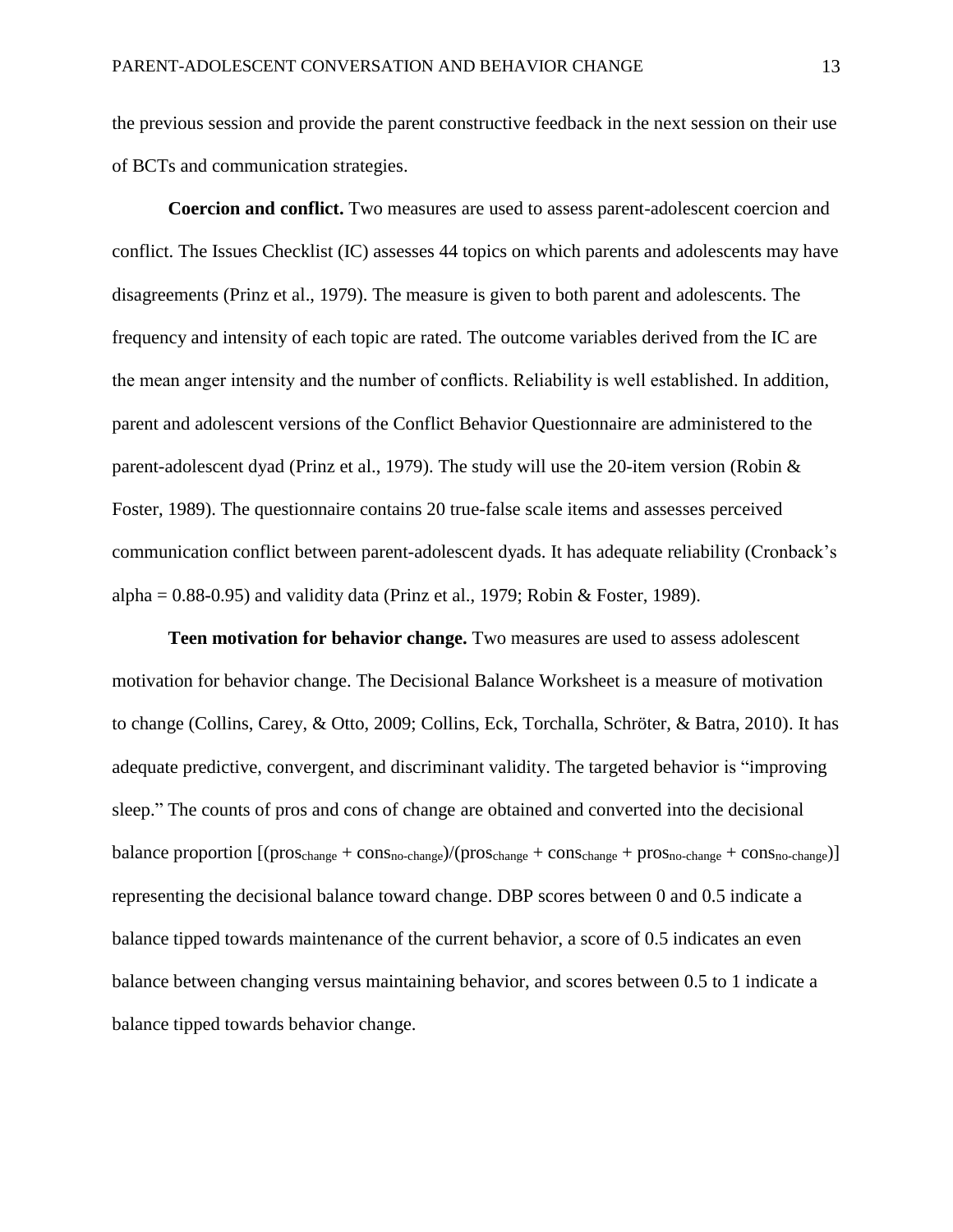the previous session and provide the parent constructive feedback in the next session on their use of BCTs and communication strategies.

**Coercion and conflict.** Two measures are used to assess parent-adolescent coercion and conflict. The Issues Checklist (IC) assesses 44 topics on which parents and adolescents may have disagreements (Prinz et al., 1979). The measure is given to both parent and adolescents. The frequency and intensity of each topic are rated. The outcome variables derived from the IC are the mean anger intensity and the number of conflicts. Reliability is well established. In addition, parent and adolescent versions of the Conflict Behavior Questionnaire are administered to the parent-adolescent dyad (Prinz et al., 1979). The study will use the 20-item version (Robin & Foster, 1989). The questionnaire contains 20 true-false scale items and assesses perceived communication conflict between parent-adolescent dyads. It has adequate reliability (Cronback's alpha = 0.88-0.95) and validity data (Prinz et al., 1979; Robin & Foster, 1989).

**Teen motivation for behavior change.** Two measures are used to assess adolescent motivation for behavior change. The Decisional Balance Worksheet is a measure of motivation to change (Collins, Carey, & Otto, 2009; Collins, Eck, Torchalla, Schröter, & Batra, 2010). It has adequate predictive, convergent, and discriminant validity. The targeted behavior is "improving sleep." The counts of pros and cons of change are obtained and converted into the decisional balance proportion $[(pros_{change} + cons_{no\text{-}change})/(pros_{change} + cons_{change} + pros_{no\text{-}change} + cons_{no\text{-}change})]$ representing the decisional balance toward change. DBP scores between 0 and 0.5 indicate a balance tipped towards maintenance of the current behavior, a score of 0.5 indicates an even balance between changing versus maintaining behavior, and scores between 0.5 to 1 indicate a balance tipped towards behavior change.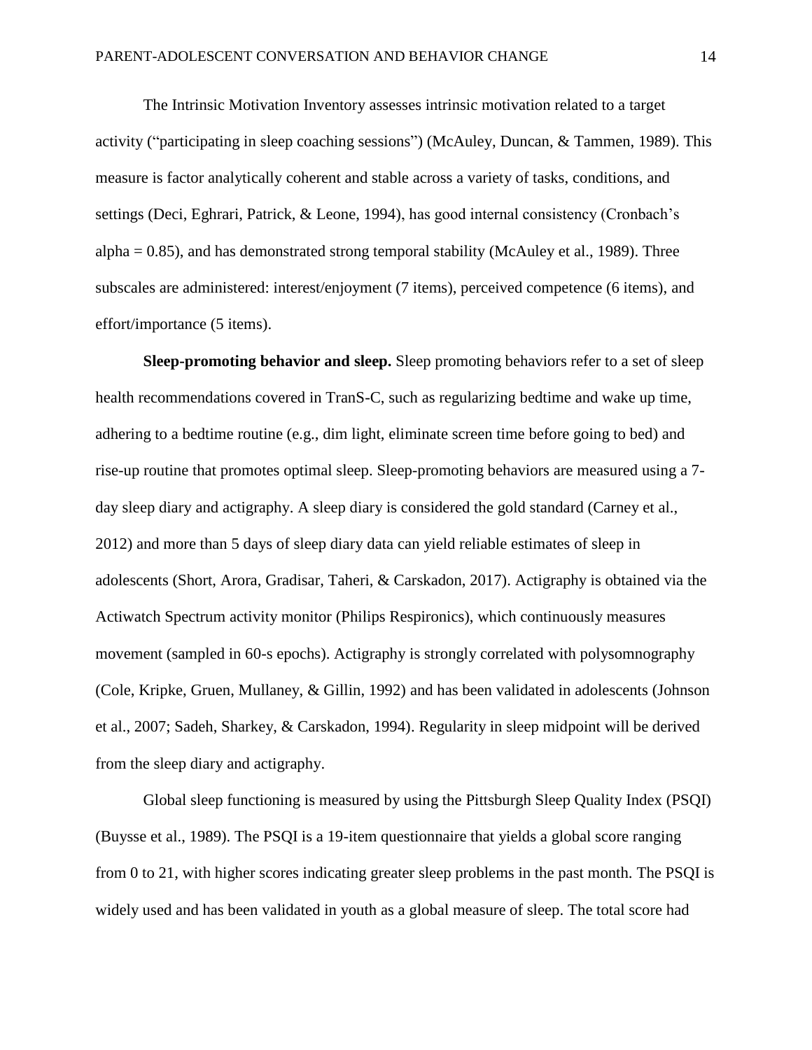The Intrinsic Motivation Inventory assesses intrinsic motivation related to a target activity ("participating in sleep coaching sessions") (McAuley, Duncan, & Tammen, 1989). This measure is factor analytically coherent and stable across a variety of tasks, conditions, and settings (Deci, Eghrari, Patrick, & Leone, 1994), has good internal consistency (Cronbach's alpha = 0.85), and has demonstrated strong temporal stability (McAuley et al., 1989). Three subscales are administered: interest/enjoyment (7 items), perceived competence (6 items), and effort/importance (5 items).

**Sleep-promoting behavior and sleep.** Sleep promoting behaviors refer to a set of sleep health recommendations covered in TranS-C, such as regularizing bedtime and wake up time, adhering to a bedtime routine (e.g., dim light, eliminate screen time before going to bed) and rise-up routine that promotes optimal sleep. Sleep-promoting behaviors are measured using a 7-day sleep diary and actigraphy. A sleep diary is considered the gold standard (Carney et al., 2012) and more than 5 days of sleep diary data can yield reliable estimates of sleep in adolescents (Short, Arora, Gradisar, Taheri, & Carskadon, 2017). Actigraphy is obtained via the Actiwatch Spectrum activity monitor (Philips Respironics), which continuously measures movement (sampled in 60-s epochs). Actigraphy is strongly correlated with polysomnography (Cole, Kripke, Gruen, Mullaney, & Gillin, 1992) and has been validated in adolescents (Johnson et al., 2007; Sadeh, Sharkey, & Carskadon, 1994). Regularity in sleep midpoint will be derived from the sleep diary and actigraphy.

Global sleep functioning is measured by using the Pittsburgh Sleep Quality Index (PSQI) (Buysse et al., 1989). The PSQI is a 19-item questionnaire that yields a global score ranging from 0 to 21, with higher scores indicating greater sleep problems in the past month. The PSQI is widely used and has been validated in youth as a global measure of sleep. The total score had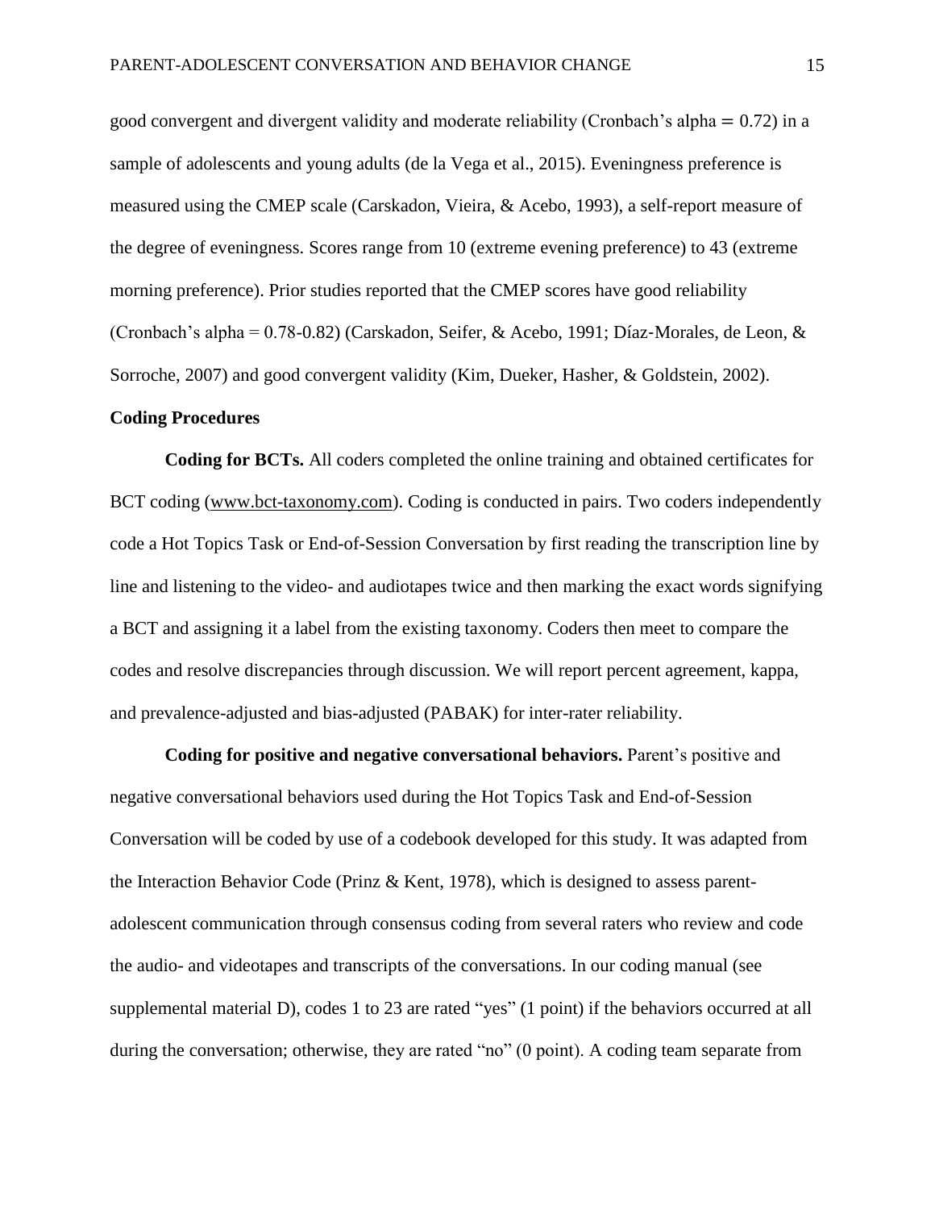good convergent and divergent validity and moderate reliability (Cronbach's alpha = 0.72) in a sample of adolescents and young adults (de la Vega et al., 2015). Eveningness preference is measured using the CMEP scale (Carskadon, Vieira, & Acebo, 1993), a self-report measure of the degree of eveningness. Scores range from 10 (extreme evening preference) to 43 (extreme morning preference). Prior studies reported that the CMEP scores have good reliability (Cronbach's alpha = 0.78-0.82) (Carskadon, Seifer, & Acebo, 1991; Díaz-Morales, de Leon, & Sorroche, 2007) and good convergent validity (Kim, Dueker, Hasher, & Goldstein, 2002).

### Coding Procedures

**Coding for BCTs.** All coders completed the online training and obtained certificates for BCT coding (www.bct-taxonomy.com). Coding is conducted in pairs. Two coders independently code a Hot Topics Task or End-of-Session Conversation by first reading the transcription line by line and listening to the video- and audiotapes twice and then marking the exact words signifying a BCT and assigning it a label from the existing taxonomy. Coders then meet to compare the codes and resolve discrepancies through discussion. We will report percent agreement, kappa, and prevalence-adjusted and bias-adjusted (PABAK) for inter-rater reliability.

**Coding for positive and negative conversational behaviors.** Parent's positive and negative conversational behaviors used during the Hot Topics Task and End-of-Session Conversation will be coded by use of a codebook developed for this study. It was adapted from the Interaction Behavior Code (Prinz & Kent, 1978), which is designed to assess parent-adolescent communication through consensus coding from several raters who review and code the audio- and videotapes and transcripts of the conversations. In our coding manual (see supplemental material D), codes 1 to 23 are rated "yes" (1 point) if the behaviors occurred at all during the conversation; otherwise, they are rated "no" (0 point). A coding team separate from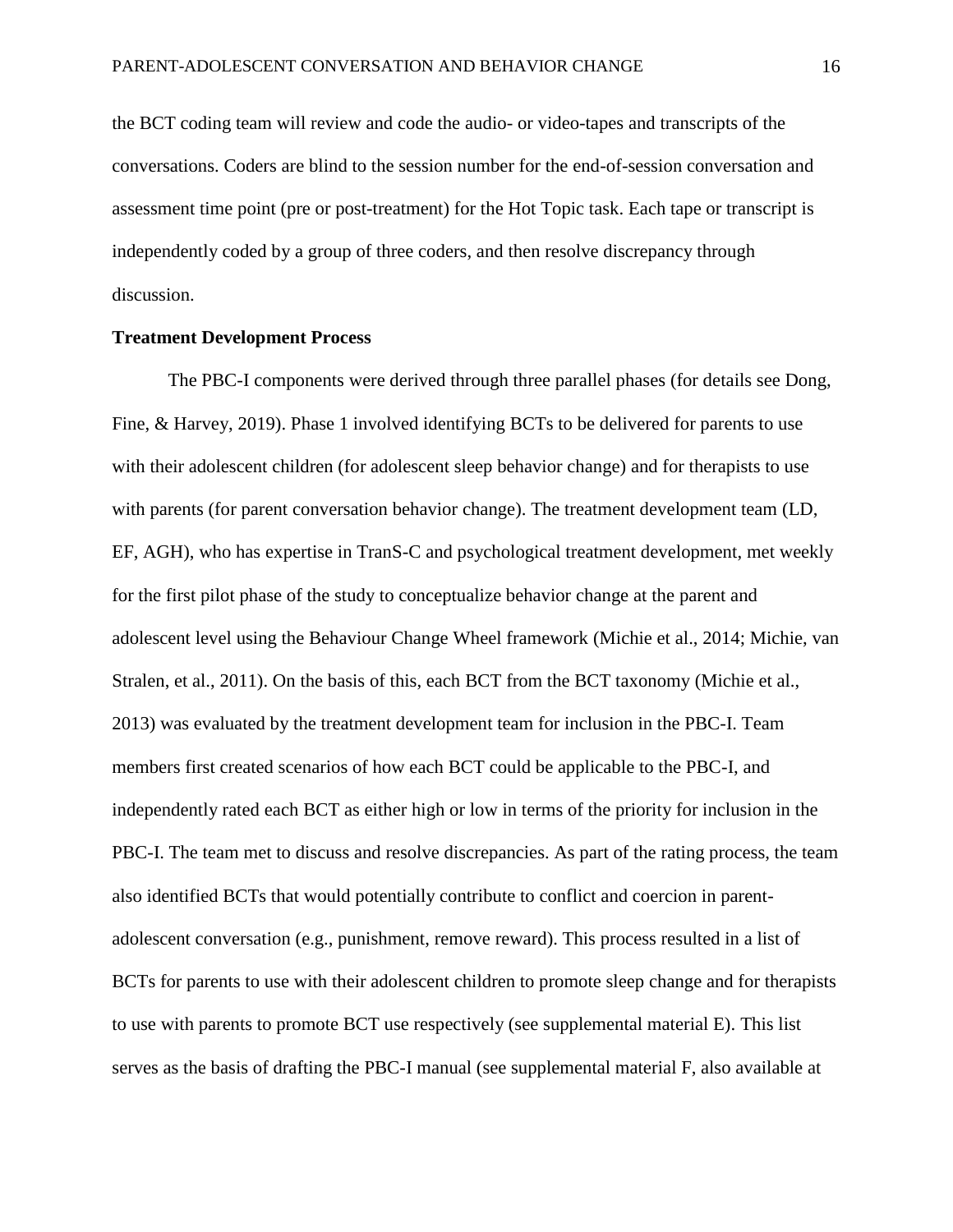the BCT coding team will review and code the audio- or video-tapes and transcripts of the conversations. Coders are blind to the session number for the end-of-session conversation and assessment time point (pre or post-treatment) for the Hot Topic task. Each tape or transcript is independently coded by a group of three coders, and then resolve discrepancy through discussion.

**Treatment Development Process**

The PBC-I components were derived through three parallel phases (for details see Dong, Fine, & Harvey, 2019). Phase 1 involved identifying BCTs to be delivered for parents to use with their adolescent children (for adolescent sleep behavior change) and for therapists to use with parents (for parent conversation behavior change). The treatment development team (LD, EF, AGH), who has expertise in TranS-C and psychological treatment development, met weekly for the first pilot phase of the study to conceptualize behavior change at the parent and adolescent level using the Behaviour Change Wheel framework (Michie et al., 2014; Michie, van Stralen, et al., 2011). On the basis of this, each BCT from the BCT taxonomy (Michie et al., 2013) was evaluated by the treatment development team for inclusion in the PBC-I. Team members first created scenarios of how each BCT could be applicable to the PBC-I, and independently rated each BCT as either high or low in terms of the priority for inclusion in the PBC-I. The team met to discuss and resolve discrepancies. As part of the rating process, the team also identified BCTs that would potentially contribute to conflict and coercion in parent-adolescent conversation (e.g., punishment, remove reward). This process resulted in a list of BCTs for parents to use with their adolescent children to promote sleep change and for therapists to use with parents to promote BCT use respectively (see supplemental material E). This list serves as the basis of drafting the PBC-I manual (see supplemental material F, also available at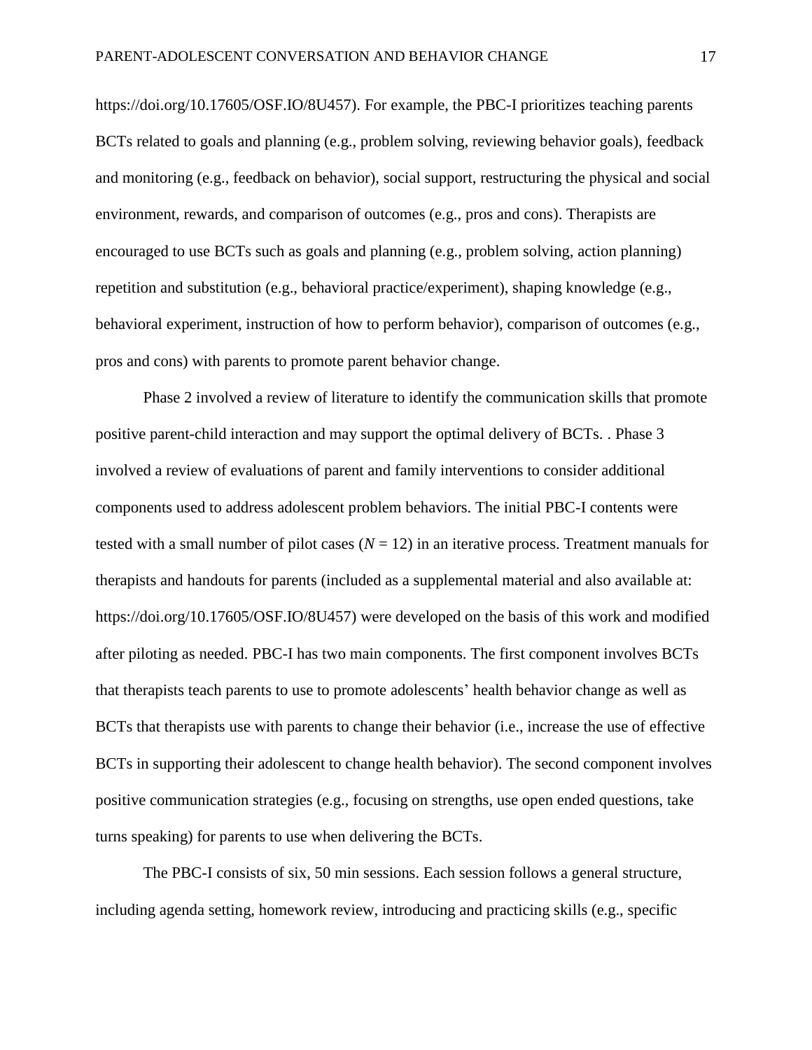https://doi.org/10.17605/OSF.IO/8U457). For example, the PBC-I prioritizes teaching parents BCTs related to goals and planning (e.g., problem solving, reviewing behavior goals), feedback and monitoring (e.g., feedback on behavior), social support, restructuring the physical and social environment, rewards, and comparison of outcomes (e.g., pros and cons). Therapists are encouraged to use BCTs such as goals and planning (e.g., problem solving, action planning) repetition and substitution (e.g., behavioral practice/experiment), shaping knowledge (e.g., behavioral experiment, instruction of how to perform behavior), comparison of outcomes (e.g., pros and cons) with parents to promote parent behavior change.

Phase 2 involved a review of literature to identify the communication skills that promote positive parent-child interaction and may support the optimal delivery of BCTs. . Phase 3 involved a review of evaluations of parent and family interventions to consider additional components used to address adolescent problem behaviors. The initial PBC-I contents were tested with a small number of pilot cases (*N* = 12) in an iterative process. Treatment manuals for therapists and handouts for parents (included as a supplemental material and also available at: https://doi.org/10.17605/OSF.IO/8U457) were developed on the basis of this work and modified after piloting as needed. PBC-I has two main components. The first component involves BCTs that therapists teach parents to use to promote adolescents' health behavior change as well as BCTs that therapists use with parents to change their behavior (i.e., increase the use of effective BCTs in supporting their adolescent to change health behavior). The second component involves positive communication strategies (e.g., focusing on strengths, use open ended questions, take turns speaking) for parents to use when delivering the BCTs.

The PBC-I consists of six, 50 min sessions. Each session follows a general structure, including agenda setting, homework review, introducing and practicing skills (e.g., specific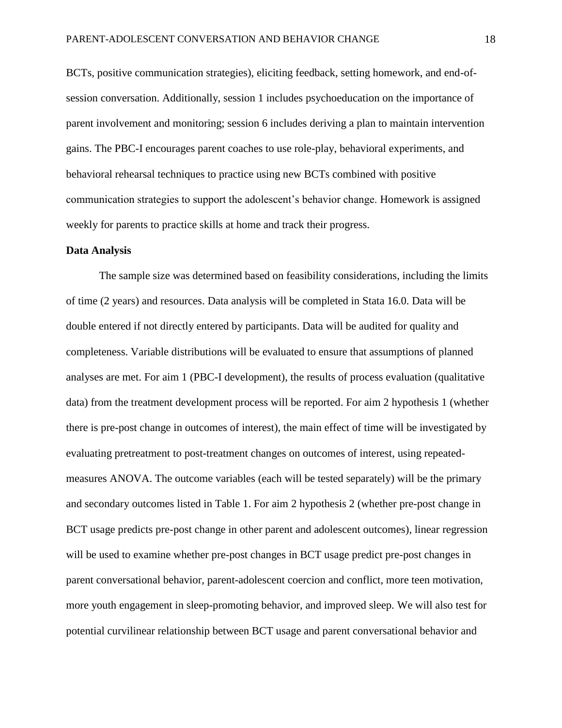BCTs, positive communication strategies), eliciting feedback, setting homework, and end-of-session conversation. Additionally, session 1 includes psychoeducation on the importance of parent involvement and monitoring; session 6 includes deriving a plan to maintain intervention gains. The PBC-I encourages parent coaches to use role-play, behavioral experiments, and behavioral rehearsal techniques to practice using new BCTs combined with positive communication strategies to support the adolescent's behavior change. Homework is assigned weekly for parents to practice skills at home and track their progress.

**Data Analysis**

The sample size was determined based on feasibility considerations, including the limits of time (2 years) and resources. Data analysis will be completed in Stata 16.0. Data will be double entered if not directly entered by participants. Data will be audited for quality and completeness. Variable distributions will be evaluated to ensure that assumptions of planned analyses are met. For aim 1 (PBC-I development), the results of process evaluation (qualitative data) from the treatment development process will be reported. For aim 2 hypothesis 1 (whether there is pre-post change in outcomes of interest), the main effect of time will be investigated by evaluating pretreatment to post-treatment changes on outcomes of interest, using repeated-measures ANOVA. The outcome variables (each will be tested separately) will be the primary and secondary outcomes listed in Table 1. For aim 2 hypothesis 2 (whether pre-post change in BCT usage predicts pre-post change in other parent and adolescent outcomes), linear regression will be used to examine whether pre-post changes in BCT usage predict pre-post changes in parent conversational behavior, parent-adolescent coercion and conflict, more teen motivation, more youth engagement in sleep-promoting behavior, and improved sleep. We will also test for potential curvilinear relationship between BCT usage and parent conversational behavior and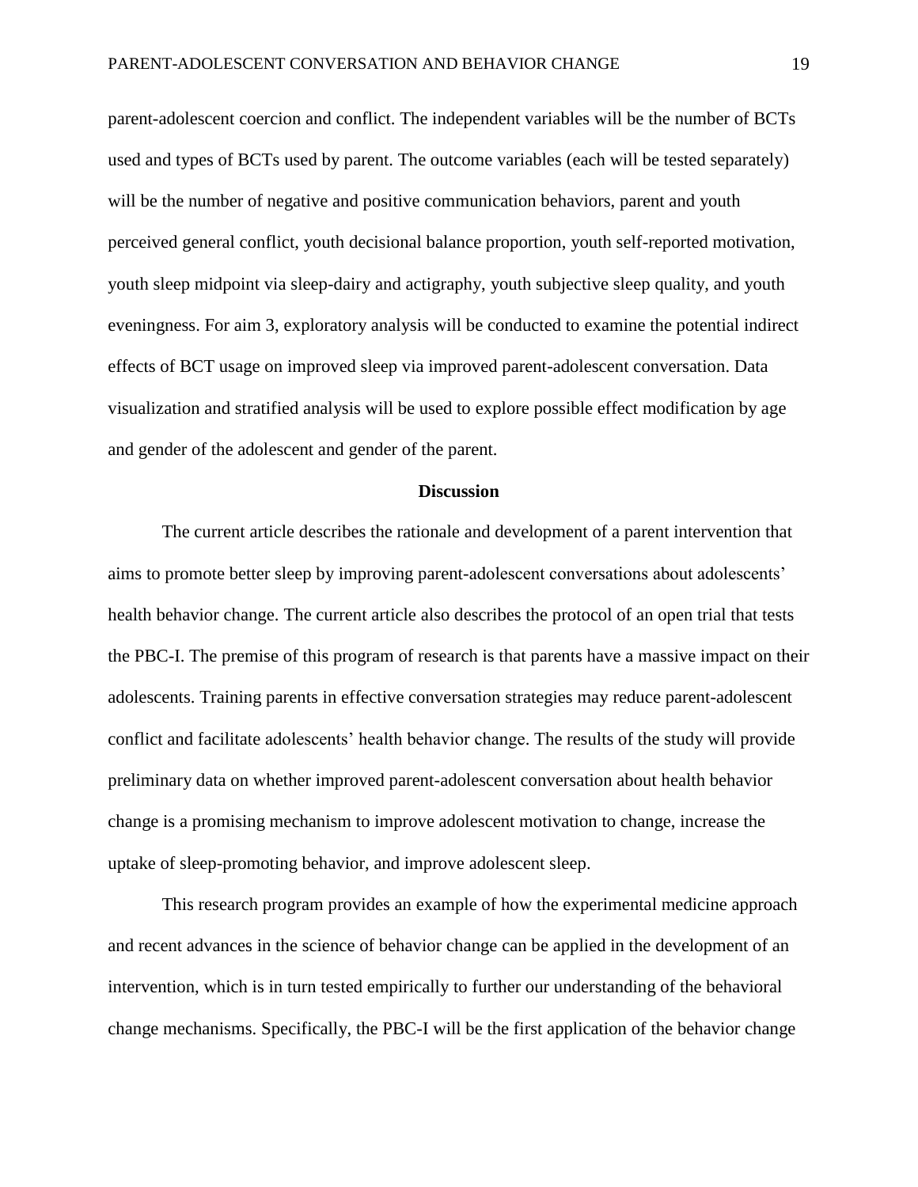parent-adolescent coercion and conflict. The independent variables will be the number of BCTs used and types of BCTs used by parent. The outcome variables (each will be tested separately) will be the number of negative and positive communication behaviors, parent and youth perceived general conflict, youth decisional balance proportion, youth self-reported motivation, youth sleep midpoint via sleep-dairy and actigraphy, youth subjective sleep quality, and youth eveningness. For aim 3, exploratory analysis will be conducted to examine the potential indirect effects of BCT usage on improved sleep via improved parent-adolescent conversation. Data visualization and stratified analysis will be used to explore possible effect modification by age and gender of the adolescent and gender of the parent.

## Discussion

The current article describes the rationale and development of a parent intervention that aims to promote better sleep by improving parent-adolescent conversations about adolescents' health behavior change. The current article also describes the protocol of an open trial that tests the PBC-I. The premise of this program of research is that parents have a massive impact on their adolescents. Training parents in effective conversation strategies may reduce parent-adolescent conflict and facilitate adolescents' health behavior change. The results of the study will provide preliminary data on whether improved parent-adolescent conversation about health behavior change is a promising mechanism to improve adolescent motivation to change, increase the uptake of sleep-promoting behavior, and improve adolescent sleep.

This research program provides an example of how the experimental medicine approach and recent advances in the science of behavior change can be applied in the development of an intervention, which is in turn tested empirically to further our understanding of the behavioral change mechanisms. Specifically, the PBC-I will be the first application of the behavior change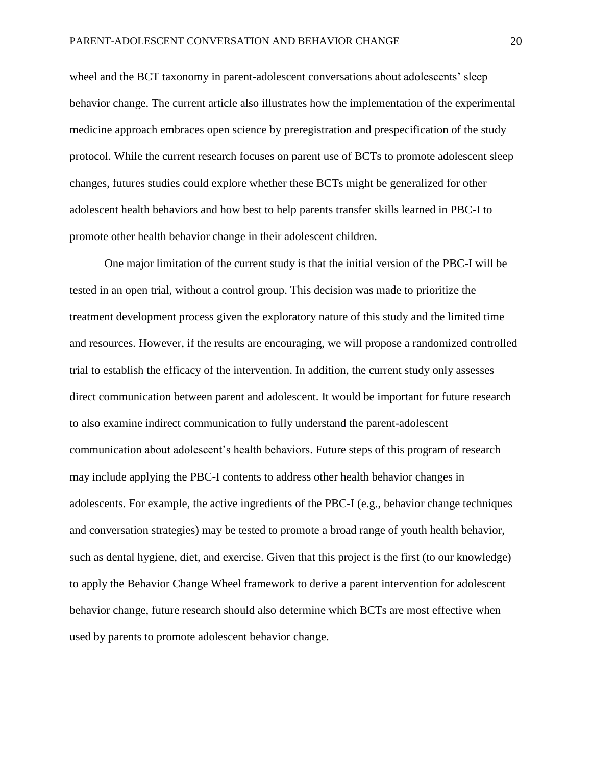wheel and the BCT taxonomy in parent-adolescent conversations about adolescents' sleep behavior change. The current article also illustrates how the implementation of the experimental medicine approach embraces open science by preregistration and prespecification of the study protocol. While the current research focuses on parent use of BCTs to promote adolescent sleep changes, futures studies could explore whether these BCTs might be generalized for other adolescent health behaviors and how best to help parents transfer skills learned in PBC-I to promote other health behavior change in their adolescent children.

One major limitation of the current study is that the initial version of the PBC-I will be tested in an open trial, without a control group. This decision was made to prioritize the treatment development process given the exploratory nature of this study and the limited time and resources. However, if the results are encouraging, we will propose a randomized controlled trial to establish the efficacy of the intervention. In addition, the current study only assesses direct communication between parent and adolescent. It would be important for future research to also examine indirect communication to fully understand the parent-adolescent communication about adolescent's health behaviors. Future steps of this program of research may include applying the PBC-I contents to address other health behavior changes in adolescents. For example, the active ingredients of the PBC-I (e.g., behavior change techniques and conversation strategies) may be tested to promote a broad range of youth health behavior, such as dental hygiene, diet, and exercise. Given that this project is the first (to our knowledge) to apply the Behavior Change Wheel framework to derive a parent intervention for adolescent behavior change, future research should also determine which BCTs are most effective when used by parents to promote adolescent behavior change.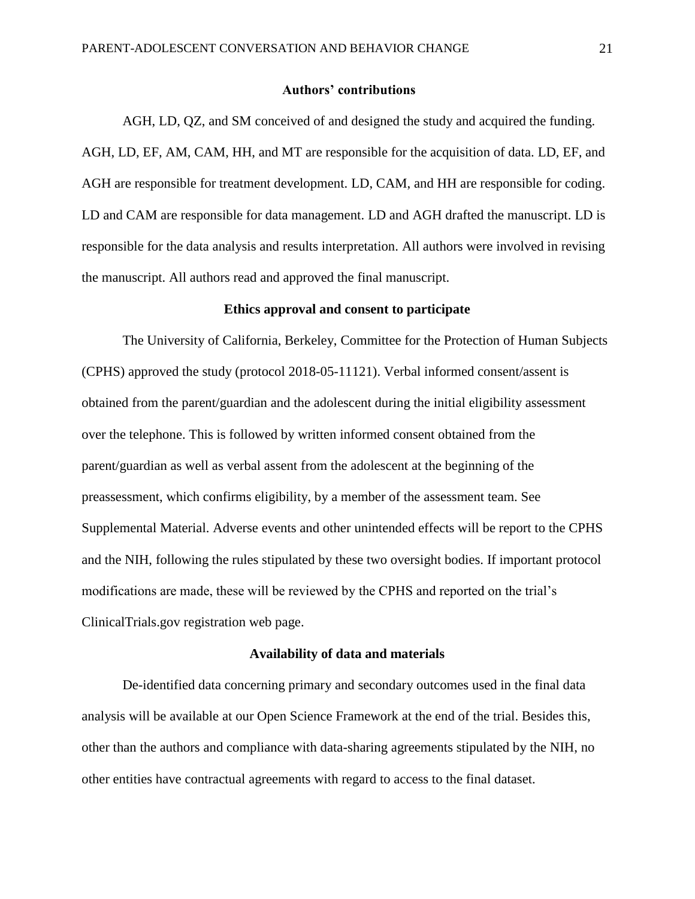## Authors' contributions

AGH, LD, QZ, and SM conceived of and designed the study and acquired the funding. AGH, LD, EF, AM, CAM, HH, and MT are responsible for the acquisition of data. LD, EF, and AGH are responsible for treatment development. LD, CAM, and HH are responsible for coding. LD and CAM are responsible for data management. LD and AGH drafted the manuscript. LD is responsible for the data analysis and results interpretation. All authors were involved in revising the manuscript. All authors read and approved the final manuscript.

## Ethics approval and consent to participate

The University of California, Berkeley, Committee for the Protection of Human Subjects (CPHS) approved the study (protocol 2018-05-11121). Verbal informed consent/assent is obtained from the parent/guardian and the adolescent during the initial eligibility assessment over the telephone. This is followed by written informed consent obtained from the parent/guardian as well as verbal assent from the adolescent at the beginning of the preassessment, which confirms eligibility, by a member of the assessment team. See Supplemental Material. Adverse events and other unintended effects will be report to the CPHS and the NIH, following the rules stipulated by these two oversight bodies. If important protocol modifications are made, these will be reviewed by the CPHS and reported on the trial's ClinicalTrials.gov registration web page.

## Availability of data and materials

De-identified data concerning primary and secondary outcomes used in the final data analysis will be available at our Open Science Framework at the end of the trial. Besides this, other than the authors and compliance with data-sharing agreements stipulated by the NIH, no other entities have contractual agreements with regard to access to the final dataset.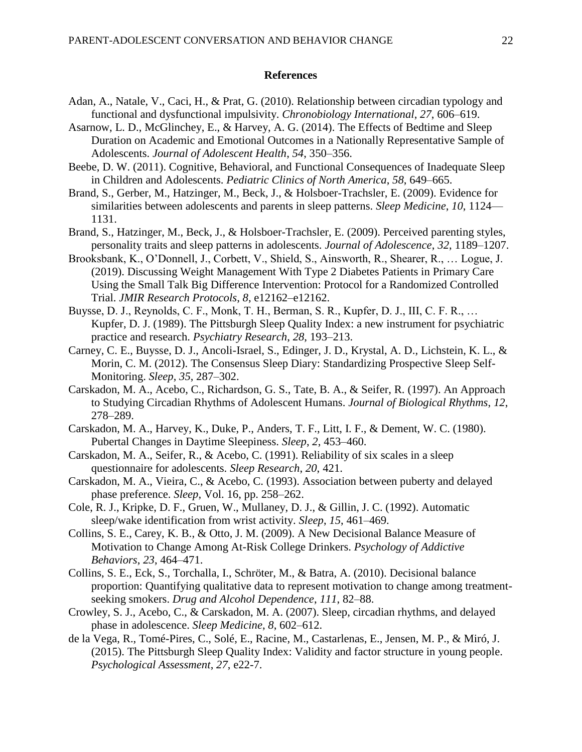# References

Adan, A., Natale, V., Caci, H., & Prat, G. (2010). Relationship between circadian typology and functional and dysfunctional impulsivity. *Chronobiology International*, *27*, 606–619.

Asarnow, L. D., McGlinchey, E., & Harvey, A. G. (2014). The Effects of Bedtime and Sleep Duration on Academic and Emotional Outcomes in a Nationally Representative Sample of Adolescents. *Journal of Adolescent Health*, *54*, 350–356.

Beebe, D. W. (2011). Cognitive, Behavioral, and Functional Consequences of Inadequate Sleep in Children and Adolescents. *Pediatric Clinics of North America*, *58*, 649–665.

Brand, S., Gerber, M., Hatzinger, M., Beck, J., & Holsboer-Trachsler, E. (2009). Evidence for similarities between adolescents and parents in sleep patterns. *Sleep Medicine*, *10*, 1124—1131.

Brand, S., Hatzinger, M., Beck, J., & Holsboer-Trachsler, E. (2009). Perceived parenting styles, personality traits and sleep patterns in adolescents. *Journal of Adolescence*, *32*, 1189–1207.

Brooksbank, K., O'Donnell, J., Corbett, V., Shield, S., Ainsworth, R., Shearer, R., … Logue, J. (2019). Discussing Weight Management With Type 2 Diabetes Patients in Primary Care Using the Small Talk Big Difference Intervention: Protocol for a Randomized Controlled Trial. *JMIR Research Protocols*, *8*, e12162–e12162.

Buysse, D. J., Reynolds, C. F., Monk, T. H., Berman, S. R., Kupfer, D. J., III, C. F. R., … Kupfer, D. J. (1989). The Pittsburgh Sleep Quality Index: a new instrument for psychiatric practice and research. *Psychiatry Research*, *28*, 193–213.

Carney, C. E., Buysse, D. J., Ancoli-Israel, S., Edinger, J. D., Krystal, A. D., Lichstein, K. L., & Morin, C. M. (2012). The Consensus Sleep Diary: Standardizing Prospective Sleep Self-Monitoring. *Sleep*, *35*, 287–302.

Carskadon, M. A., Acebo, C., Richardson, G. S., Tate, B. A., & Seifer, R. (1997). An Approach to Studying Circadian Rhythms of Adolescent Humans. *Journal of Biological Rhythms*, *12*, 278–289.

Carskadon, M. A., Harvey, K., Duke, P., Anders, T. F., Litt, I. F., & Dement, W. C. (1980). Pubertal Changes in Daytime Sleepiness. *Sleep*, *2*, 453–460.

Carskadon, M. A., Seifer, R., & Acebo, C. (1991). Reliability of six scales in a sleep questionnaire for adolescents. *Sleep Research*, *20*, 421.

Carskadon, M. A., Vieira, C., & Acebo, C. (1993). Association between puberty and delayed phase preference. *Sleep*, Vol. 16, pp. 258–262.

Cole, R. J., Kripke, D. F., Gruen, W., Mullaney, D. J., & Gillin, J. C. (1992). Automatic sleep/wake identification from wrist activity. *Sleep*, *15*, 461–469.

Collins, S. E., Carey, K. B., & Otto, J. M. (2009). A New Decisional Balance Measure of Motivation to Change Among At-Risk College Drinkers. *Psychology of Addictive Behaviors*, *23*, 464–471.

Collins, S. E., Eck, S., Torchalla, I., Schröter, M., & Batra, A. (2010). Decisional balance proportion: Quantifying qualitative data to represent motivation to change among treatment-seeking smokers. *Drug and Alcohol Dependence*, *111*, 82–88.

Crowley, S. J., Acebo, C., & Carskadon, M. A. (2007). Sleep, circadian rhythms, and delayed phase in adolescence. *Sleep Medicine*, *8*, 602–612.

de la Vega, R., Tomé-Pires, C., Solé, E., Racine, M., Castarlenas, E., Jensen, M. P., & Miró, J. (2015). The Pittsburgh Sleep Quality Index: Validity and factor structure in young people. *Psychological Assessment*, *27*, e22-7.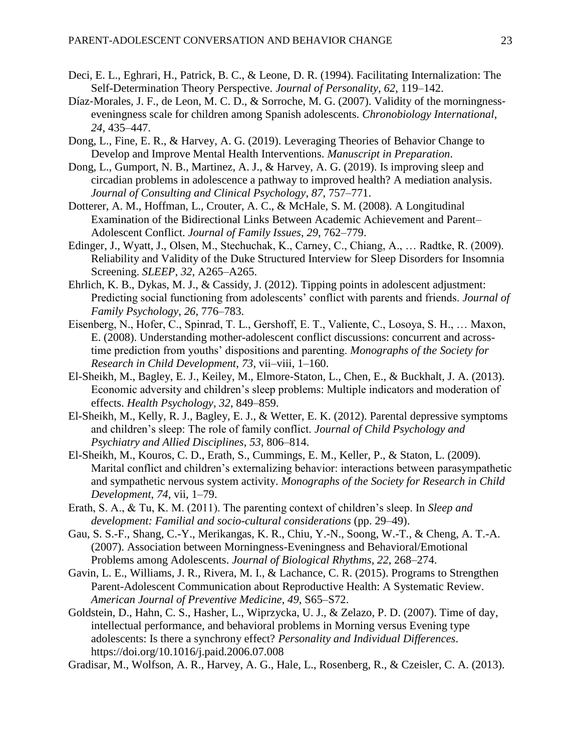Deci, E. L., Eghrari, H., Patrick, B. C., & Leone, D. R. (1994). Facilitating Internalization: The Self-Determination Theory Perspective. *Journal of Personality*, *62*, 119–142.

Díaz-Morales, J. F., de Leon, M. C. D., & Sorroche, M. G. (2007). Validity of the morningness-eveningness scale for children among Spanish adolescents. *Chronobiology International*, *24*, 435–447.

Dong, L., Fine, E. R., & Harvey, A. G. (2019). Leveraging Theories of Behavior Change to Develop and Improve Mental Health Interventions. *Manuscript in Preparation*.

Dong, L., Gumport, N. B., Martinez, A. J., & Harvey, A. G. (2019). Is improving sleep and circadian problems in adolescence a pathway to improved health? A mediation analysis. *Journal of Consulting and Clinical Psychology*, *87*, 757–771.

Dotterer, A. M., Hoffman, L., Crouter, A. C., & McHale, S. M. (2008). A Longitudinal Examination of the Bidirectional Links Between Academic Achievement and Parent–Adolescent Conflict. *Journal of Family Issues*, *29*, 762–779.

Edinger, J., Wyatt, J., Olsen, M., Stechuchak, K., Carney, C., Chiang, A., … Radtke, R. (2009). Reliability and Validity of the Duke Structured Interview for Sleep Disorders for Insomnia Screening. *SLEEP*, *32*, A265–A265.

Ehrlich, K. B., Dykas, M. J., & Cassidy, J. (2012). Tipping points in adolescent adjustment: Predicting social functioning from adolescents' conflict with parents and friends. *Journal of Family Psychology*, *26*, 776–783.

Eisenberg, N., Hofer, C., Spinrad, T. L., Gershoff, E. T., Valiente, C., Losoya, S. H., … Maxon, E. (2008). Understanding mother-adolescent conflict discussions: concurrent and across-time prediction from youths' dispositions and parenting. *Monographs of the Society for Research in Child Development*, *73*, vii–viii, 1–160.

El-Sheikh, M., Bagley, E. J., Keiley, M., Elmore-Staton, L., Chen, E., & Buckhalt, J. A. (2013). Economic adversity and children's sleep problems: Multiple indicators and moderation of effects. *Health Psychology*, *32*, 849–859.

El-Sheikh, M., Kelly, R. J., Bagley, E. J., & Wetter, E. K. (2012). Parental depressive symptoms and children's sleep: The role of family conflict. *Journal of Child Psychology and Psychiatry and Allied Disciplines*, *53*, 806–814.

El-Sheikh, M., Kouros, C. D., Erath, S., Cummings, E. M., Keller, P., & Staton, L. (2009). Marital conflict and children's externalizing behavior: interactions between parasympathetic and sympathetic nervous system activity. *Monographs of the Society for Research in Child Development*, *74*, vii, 1–79.

Erath, S. A., & Tu, K. M. (2011). The parenting context of children's sleep. In *Sleep and development: Familial and socio-cultural considerations* (pp. 29–49).

Gau, S. S.-F., Shang, C.-Y., Merikangas, K. R., Chiu, Y.-N., Soong, W.-T., & Cheng, A. T.-A. (2007). Association between Morningness-Eveningness and Behavioral/Emotional Problems among Adolescents. *Journal of Biological Rhythms*, *22*, 268–274.

Gavin, L. E., Williams, J. R., Rivera, M. I., & Lachance, C. R. (2015). Programs to Strengthen Parent-Adolescent Communication about Reproductive Health: A Systematic Review. *American Journal of Preventive Medicine*, *49*, S65–S72.

Goldstein, D., Hahn, C. S., Hasher, L., Wiprzycka, U. J., & Zelazo, P. D. (2007). Time of day, intellectual performance, and behavioral problems in Morning versus Evening type adolescents: Is there a synchrony effect? *Personality and Individual Differences*. https://doi.org/10.1016/j.paid.2006.07.008

Gradisar, M., Wolfson, A. R., Harvey, A. G., Hale, L., Rosenberg, R., & Czeisler, C. A. (2013).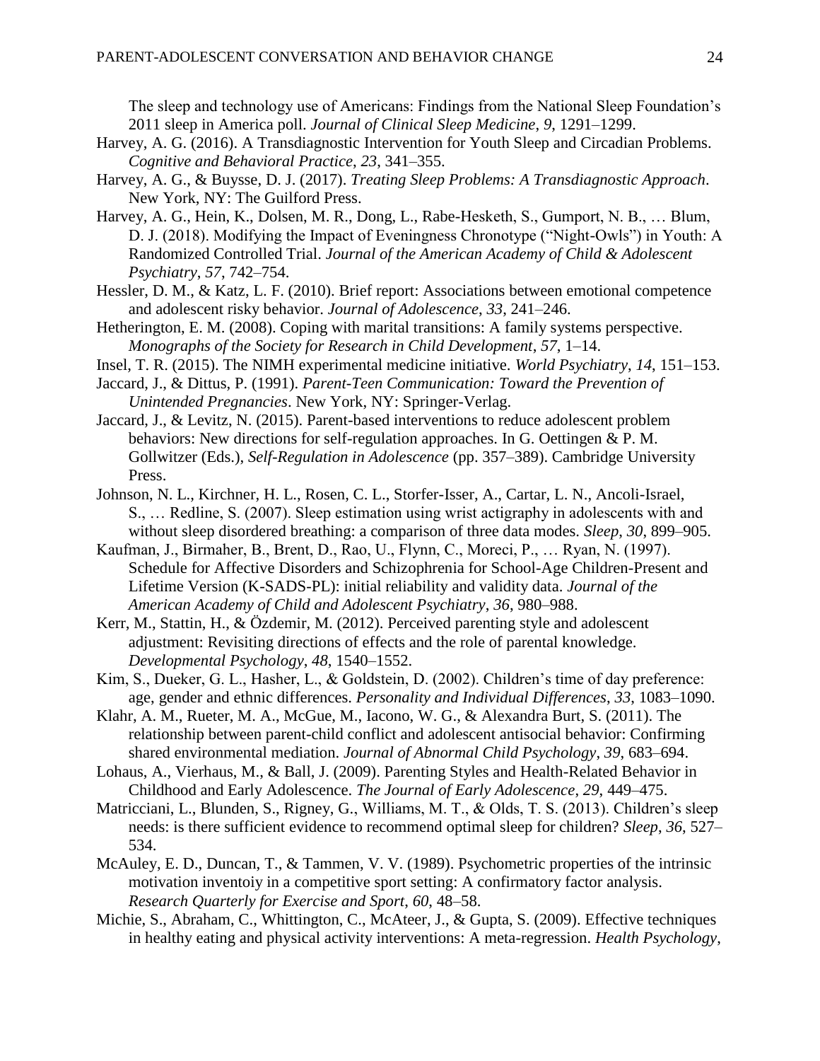The sleep and technology use of Americans: Findings from the National Sleep Foundation's 2011 sleep in America poll. *Journal of Clinical Sleep Medicine*, *9*, 1291–1299.

Harvey, A. G. (2016). A Transdiagnostic Intervention for Youth Sleep and Circadian Problems. *Cognitive and Behavioral Practice*, *23*, 341–355.

Harvey, A. G., & Buysse, D. J. (2017). *Treating Sleep Problems: A Transdiagnostic Approach*. New York, NY: The Guilford Press.

Harvey, A. G., Hein, K., Dolsen, M. R., Dong, L., Rabe-Hesketh, S., Gumport, N. B., … Blum, D. J. (2018). Modifying the Impact of Eveningness Chronotype ("Night-Owls") in Youth: A Randomized Controlled Trial. *Journal of the American Academy of Child & Adolescent Psychiatry*, *57*, 742–754.

Hessler, D. M., & Katz, L. F. (2010). Brief report: Associations between emotional competence and adolescent risky behavior. *Journal of Adolescence*, *33*, 241–246.

Hetherington, E. M. (2008). Coping with marital transitions: A family systems perspective. *Monographs of the Society for Research in Child Development*, *57*, 1–14.

Insel, T. R. (2015). The NIMH experimental medicine initiative. *World Psychiatry*, *14*, 151–153.

Jaccard, J., & Dittus, P. (1991). *Parent-Teen Communication: Toward the Prevention of Unintended Pregnancies*. New York, NY: Springer-Verlag.

Jaccard, J., & Levitz, N. (2015). Parent-based interventions to reduce adolescent problem behaviors: New directions for self-regulation approaches. In G. Oettingen & P. M. Gollwitzer (Eds.), *Self-Regulation in Adolescence* (pp. 357–389). Cambridge University Press.

Johnson, N. L., Kirchner, H. L., Rosen, C. L., Storfer-Isser, A., Cartar, L. N., Ancoli-Israel, S., … Redline, S. (2007). Sleep estimation using wrist actigraphy in adolescents with and without sleep disordered breathing: a comparison of three data modes. *Sleep*, *30*, 899–905.

Kaufman, J., Birmaher, B., Brent, D., Rao, U., Flynn, C., Moreci, P., … Ryan, N. (1997). Schedule for Affective Disorders and Schizophrenia for School-Age Children-Present and Lifetime Version (K-SADS-PL): initial reliability and validity data. *Journal of the American Academy of Child and Adolescent Psychiatry*, *36*, 980–988.

Kerr, M., Stattin, H., & Özdemir, M. (2012). Perceived parenting style and adolescent adjustment: Revisiting directions of effects and the role of parental knowledge. *Developmental Psychology*, *48*, 1540–1552.

Kim, S., Dueker, G. L., Hasher, L., & Goldstein, D. (2002). Children's time of day preference: age, gender and ethnic differences. *Personality and Individual Differences*, *33*, 1083–1090.

Klahr, A. M., Rueter, M. A., McGue, M., Iacono, W. G., & Alexandra Burt, S. (2011). The relationship between parent-child conflict and adolescent antisocial behavior: Confirming shared environmental mediation. *Journal of Abnormal Child Psychology*, *39*, 683–694.

Lohaus, A., Vierhaus, M., & Ball, J. (2009). Parenting Styles and Health-Related Behavior in Childhood and Early Adolescence. *The Journal of Early Adolescence*, *29*, 449–475.

Matricciani, L., Blunden, S., Rigney, G., Williams, M. T., & Olds, T. S. (2013). Children's sleep needs: is there sufficient evidence to recommend optimal sleep for children? *Sleep*, *36*, 527–534.

McAuley, E. D., Duncan, T., & Tammen, V. V. (1989). Psychometric properties of the intrinsic motivation inventoiy in a competitive sport setting: A confirmatory factor analysis. *Research Quarterly for Exercise and Sport*, *60*, 48–58.

Michie, S., Abraham, C., Whittington, C., McAteer, J., & Gupta, S. (2009). Effective techniques in healthy eating and physical activity interventions: A meta-regression. *Health Psychology*,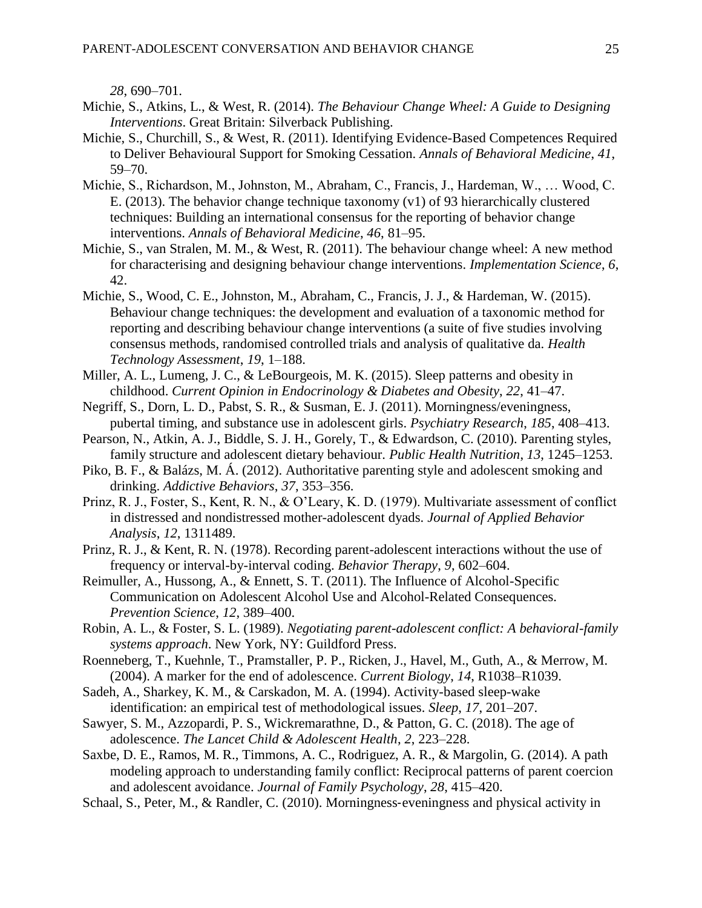*28*, 690–701.

Michie, S., Atkins, L., & West, R. (2014). *The Behaviour Change Wheel: A Guide to Designing Interventions*. Great Britain: Silverback Publishing.

Michie, S., Churchill, S., & West, R. (2011). Identifying Evidence-Based Competences Required to Deliver Behavioural Support for Smoking Cessation. *Annals of Behavioral Medicine*, *41*, 59–70.

Michie, S., Richardson, M., Johnston, M., Abraham, C., Francis, J., Hardeman, W., … Wood, C. E. (2013). The behavior change technique taxonomy (v1) of 93 hierarchically clustered techniques: Building an international consensus for the reporting of behavior change interventions. *Annals of Behavioral Medicine*, *46*, 81–95.

Michie, S., van Stralen, M. M., & West, R. (2011). The behaviour change wheel: A new method for characterising and designing behaviour change interventions. *Implementation Science*, *6*, 42.

Michie, S., Wood, C. E., Johnston, M., Abraham, C., Francis, J. J., & Hardeman, W. (2015). Behaviour change techniques: the development and evaluation of a taxonomic method for reporting and describing behaviour change interventions (a suite of five studies involving consensus methods, randomised controlled trials and analysis of qualitative da. *Health Technology Assessment*, *19*, 1–188.

Miller, A. L., Lumeng, J. C., & LeBourgeois, M. K. (2015). Sleep patterns and obesity in childhood. *Current Opinion in Endocrinology & Diabetes and Obesity*, *22*, 41–47.

Negriff, S., Dorn, L. D., Pabst, S. R., & Susman, E. J. (2011). Morningness/eveningness, pubertal timing, and substance use in adolescent girls. *Psychiatry Research*, *185*, 408–413.

Pearson, N., Atkin, A. J., Biddle, S. J. H., Gorely, T., & Edwardson, C. (2010). Parenting styles, family structure and adolescent dietary behaviour. *Public Health Nutrition*, *13*, 1245–1253.

Piko, B. F., & Balázs, M. Á. (2012). Authoritative parenting style and adolescent smoking and drinking. *Addictive Behaviors*, *37*, 353–356.

Prinz, R. J., Foster, S., Kent, R. N., & O'Leary, K. D. (1979). Multivariate assessment of conflict in distressed and nondistressed mother-adolescent dyads. *Journal of Applied Behavior Analysis*, *12*, 1311489.

Prinz, R. J., & Kent, R. N. (1978). Recording parent-adolescent interactions without the use of frequency or interval-by-interval coding. *Behavior Therapy*, *9*, 602–604.

Reimuller, A., Hussong, A., & Ennett, S. T. (2011). The Influence of Alcohol-Specific Communication on Adolescent Alcohol Use and Alcohol-Related Consequences. *Prevention Science*, *12*, 389–400.

Robin, A. L., & Foster, S. L. (1989). *Negotiating parent-adolescent conflict: A behavioral-family systems approach*. New York, NY: Guildford Press.

Roenneberg, T., Kuehnle, T., Pramstaller, P. P., Ricken, J., Havel, M., Guth, A., & Merrow, M. (2004). A marker for the end of adolescence. *Current Biology*, *14*, R1038–R1039.

Sadeh, A., Sharkey, K. M., & Carskadon, M. A. (1994). Activity-based sleep-wake identification: an empirical test of methodological issues. *Sleep*, *17*, 201–207.

Sawyer, S. M., Azzopardi, P. S., Wickremarathne, D., & Patton, G. C. (2018). The age of adolescence. *The Lancet Child & Adolescent Health*, *2*, 223–228.

Saxbe, D. E., Ramos, M. R., Timmons, A. C., Rodriguez, A. R., & Margolin, G. (2014). A path modeling approach to understanding family conflict: Reciprocal patterns of parent coercion and adolescent avoidance. *Journal of Family Psychology*, *28*, 415–420.

Schaal, S., Peter, M., & Randler, C. (2010). Morningness‐eveningness and physical activity in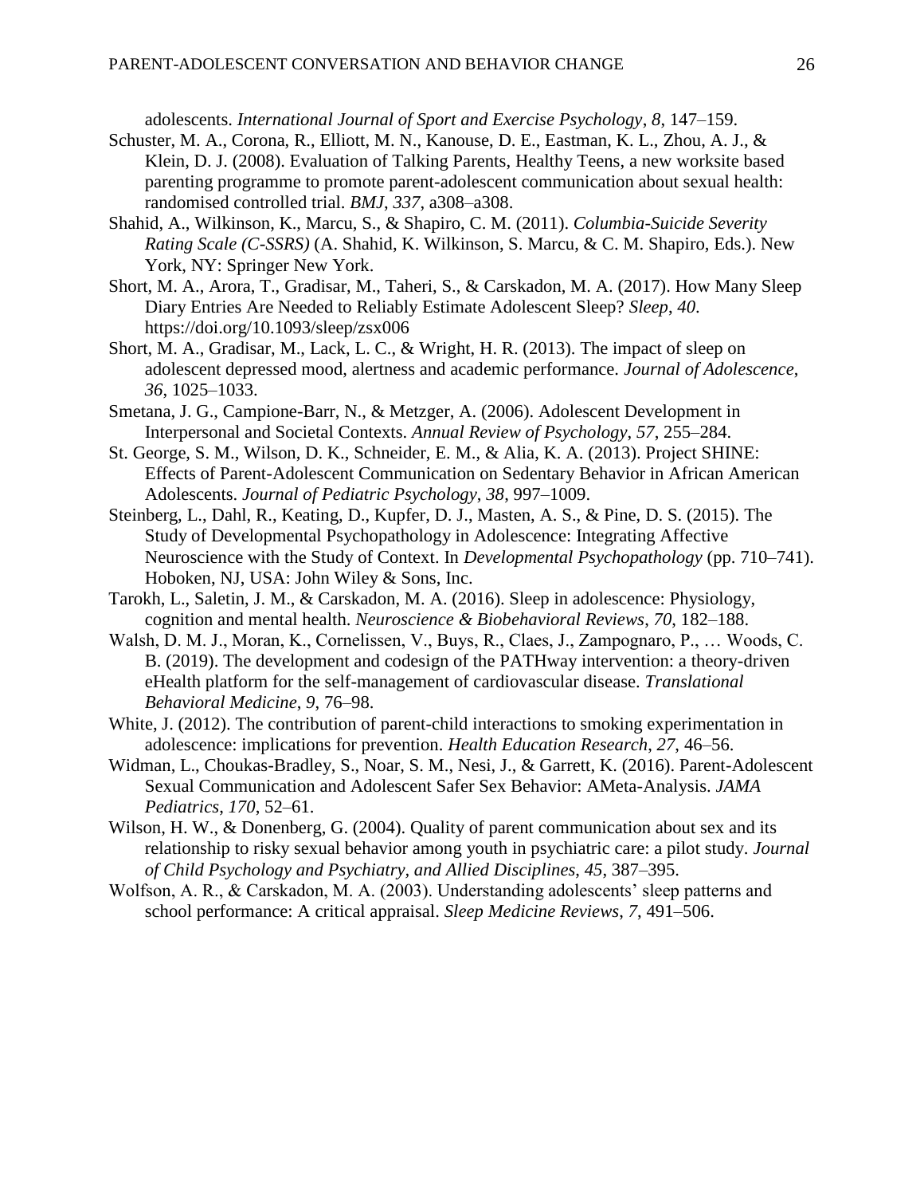adolescents. *International Journal of Sport and Exercise Psychology*, *8*, 147–159.

Schuster, M. A., Corona, R., Elliott, M. N., Kanouse, D. E., Eastman, K. L., Zhou, A. J., & Klein, D. J. (2008). Evaluation of Talking Parents, Healthy Teens, a new worksite based parenting programme to promote parent-adolescent communication about sexual health: randomised controlled trial. *BMJ*, *337*, a308–a308.

Shahid, A., Wilkinson, K., Marcu, S., & Shapiro, C. M. (2011). *Columbia-Suicide Severity Rating Scale (C-SSRS)* (A. Shahid, K. Wilkinson, S. Marcu, & C. M. Shapiro, Eds.). New York, NY: Springer New York.

Short, M. A., Arora, T., Gradisar, M., Taheri, S., & Carskadon, M. A. (2017). How Many Sleep Diary Entries Are Needed to Reliably Estimate Adolescent Sleep? *Sleep*, *40*. https://doi.org/10.1093/sleep/zsx006

Short, M. A., Gradisar, M., Lack, L. C., & Wright, H. R. (2013). The impact of sleep on adolescent depressed mood, alertness and academic performance. *Journal of Adolescence*, *36*, 1025–1033.

Smetana, J. G., Campione-Barr, N., & Metzger, A. (2006). Adolescent Development in Interpersonal and Societal Contexts. *Annual Review of Psychology*, *57*, 255–284.

St. George, S. M., Wilson, D. K., Schneider, E. M., & Alia, K. A. (2013). Project SHINE: Effects of Parent-Adolescent Communication on Sedentary Behavior in African American Adolescents. *Journal of Pediatric Psychology*, *38*, 997–1009.

Steinberg, L., Dahl, R., Keating, D., Kupfer, D. J., Masten, A. S., & Pine, D. S. (2015). The Study of Developmental Psychopathology in Adolescence: Integrating Affective Neuroscience with the Study of Context. In *Developmental Psychopathology* (pp. 710–741). Hoboken, NJ, USA: John Wiley & Sons, Inc.

Tarokh, L., Saletin, J. M., & Carskadon, M. A. (2016). Sleep in adolescence: Physiology, cognition and mental health. *Neuroscience & Biobehavioral Reviews*, *70*, 182–188.

Walsh, D. M. J., Moran, K., Cornelissen, V., Buys, R., Claes, J., Zampognaro, P., … Woods, C. B. (2019). The development and codesign of the PATHway intervention: a theory-driven eHealth platform for the self-management of cardiovascular disease. *Translational Behavioral Medicine*, *9*, 76–98.

White, J. (2012). The contribution of parent-child interactions to smoking experimentation in adolescence: implications for prevention. *Health Education Research*, *27*, 46–56.

Widman, L., Choukas-Bradley, S., Noar, S. M., Nesi, J., & Garrett, K. (2016). Parent-Adolescent Sexual Communication and Adolescent Safer Sex Behavior: AMeta-Analysis. *JAMA Pediatrics*, *170*, 52–61.

Wilson, H. W., & Donenberg, G. (2004). Quality of parent communication about sex and its relationship to risky sexual behavior among youth in psychiatric care: a pilot study. *Journal of Child Psychology and Psychiatry, and Allied Disciplines*, *45*, 387–395.

Wolfson, A. R., & Carskadon, M. A. (2003). Understanding adolescents' sleep patterns and school performance: A critical appraisal. *Sleep Medicine Reviews*, *7*, 491–506.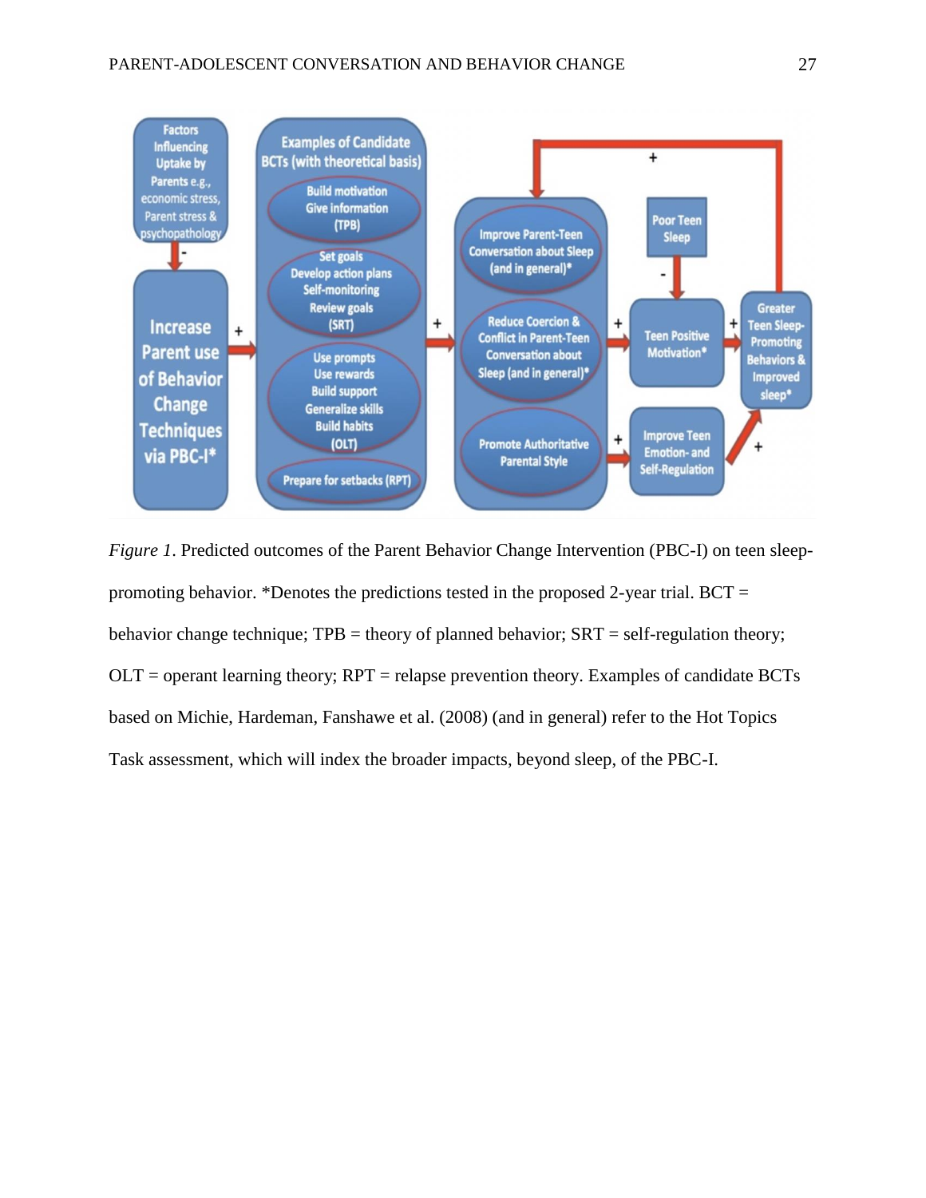*Figure 1*. Predicted outcomes of the Parent Behavior Change Intervention (PBC-I) on teen sleep-promoting behavior. *Denotes the predictions tested in the proposed 2-year trial. BCT = behavior change technique; TPB = theory of planned behavior; SRT = self-regulation theory; OLT = operant learning theory; RPT = relapse prevention theory. Examples of candidate BCTs based on Michie, Hardeman, Fanshawe et al. (2008) (and in general) refer to the Hot Topics Task assessment, which will index the broader impacts, beyond sleep, of the PBC-I.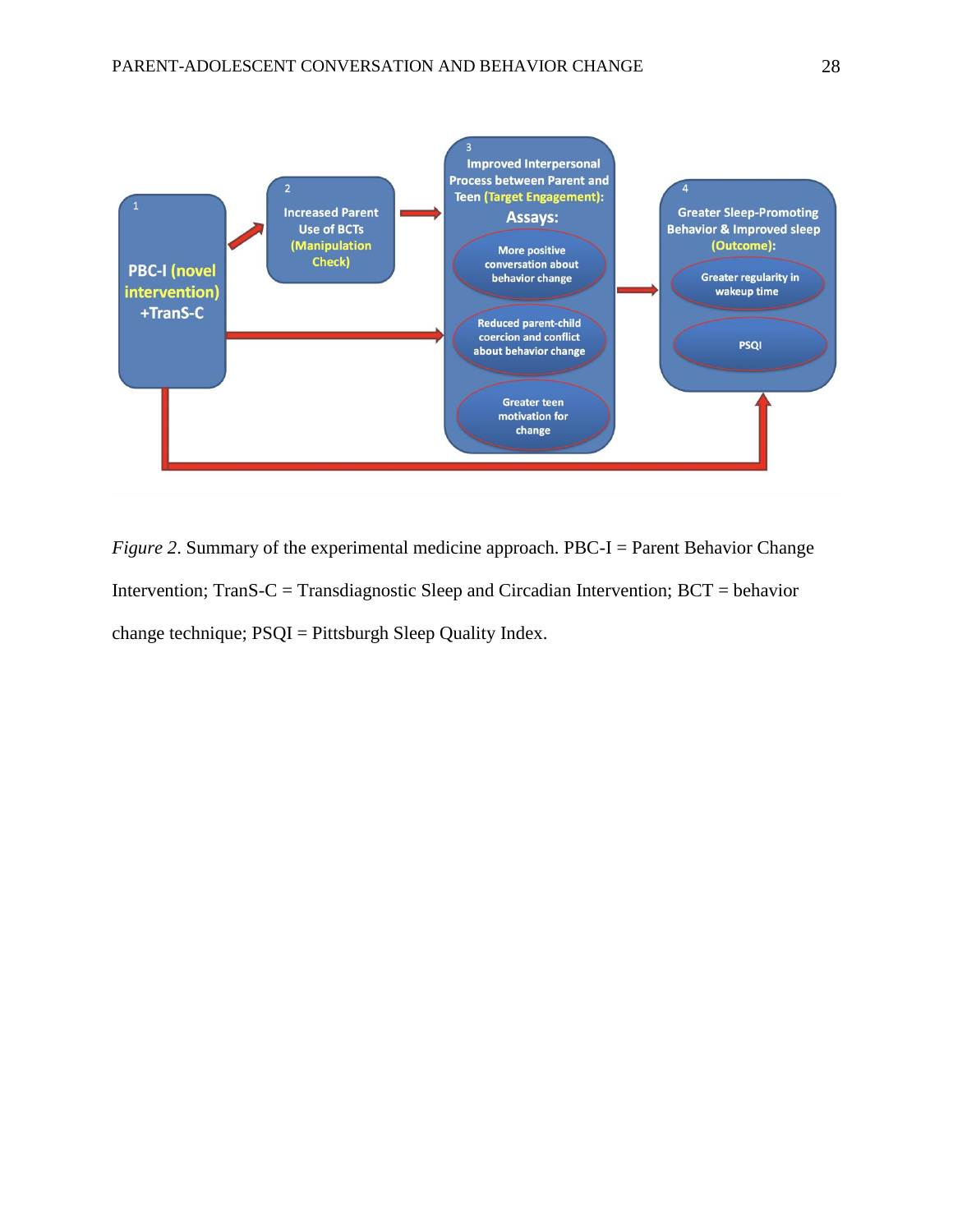1

PBC-I (novel intervention) +TranS-C

2

Increased Parent Use of BCTs (Manipulation Check)

3

Improved Interpersonal Process between Parent and Teen (Target Engagement):

Assays:

More positive conversation about behavior change

Reduced parent-child coercion and conflict about behavior change

Greater teen motivation for change

4

Greater Sleep-Promoting Behavior & Improved sleep (Outcome):

Greater regularity in wakeup time

PSQI

*Figure 2*. Summary of the experimental medicine approach. PBC-I = Parent Behavior Change Intervention; TranS-C = Transdiagnostic Sleep and Circadian Intervention; BCT = behavior change technique; PSQI = Pittsburgh Sleep Quality Index.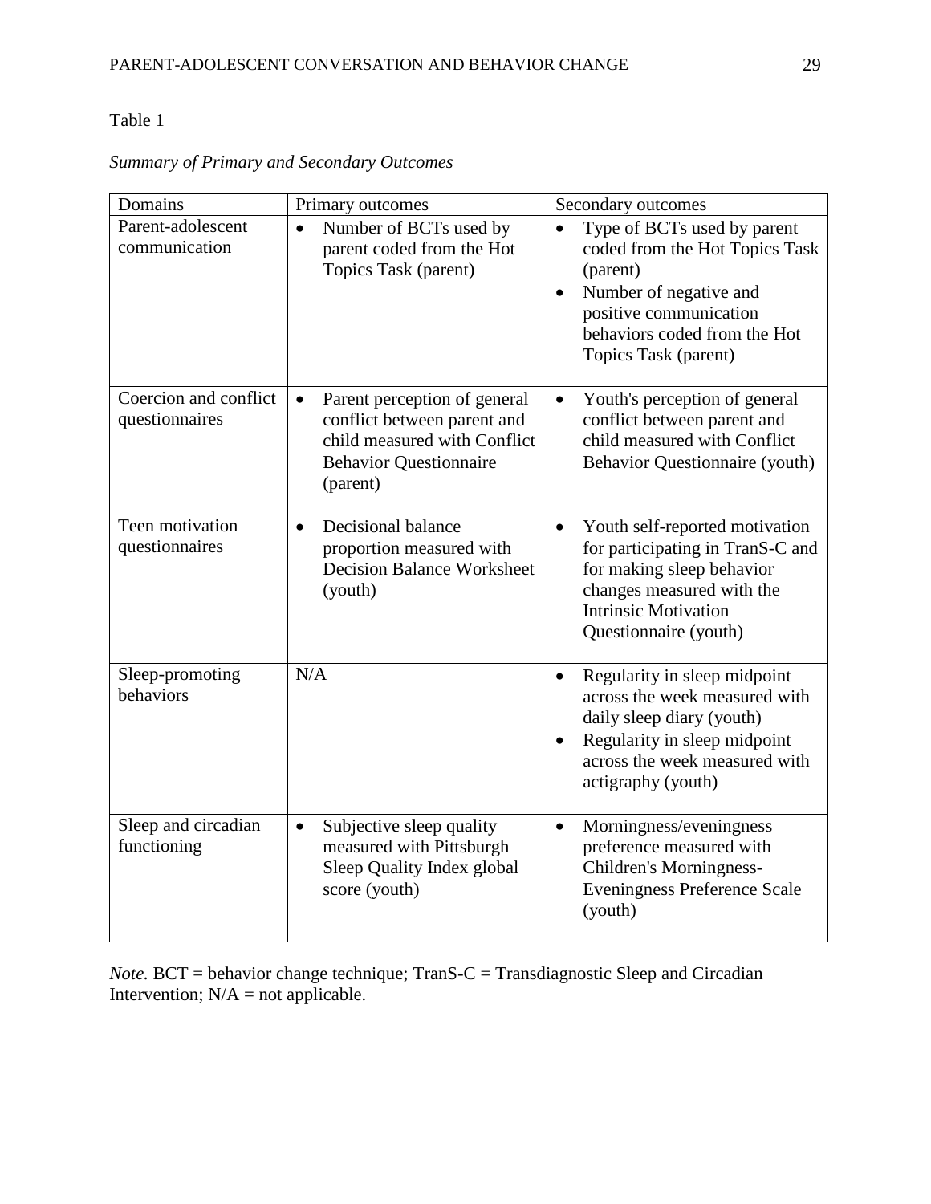Table 1

*Summary of Primary and Secondary Outcomes*

| Domains | Primary outcomes | Secondary outcomes |
|---|---|---|
| Parent-adolescent communication | • Number of BCTs used by parent coded from the Hot Topics Task (parent) | • Type of BCTs used by parent coded from the Hot Topics Task (parent)<br>• Number of negative and positive communication behaviors coded from the Hot Topics Task (parent) |
| Coercion and conflict questionnaires | • Parent perception of general conflict between parent and child measured with Conflict Behavior Questionnaire (parent) | • Youth's perception of general conflict between parent and child measured with Conflict Behavior Questionnaire (youth) |
| Teen motivation questionnaires | • Decisional balance proportion measured with Decision Balance Worksheet (youth) | • Youth self-reported motivation for participating in TranS-C and for making sleep behavior changes measured with the Intrinsic Motivation Questionnaire (youth) |
| Sleep-promoting behaviors | N/A | • Regularity in sleep midpoint across the week measured with daily sleep diary (youth)<br>• Regularity in sleep midpoint across the week measured with actigraphy (youth) |
| Sleep and circadian functioning | • Subjective sleep quality measured with Pittsburgh Sleep Quality Index global score (youth) | • Morningness/eveningness preference measured with Children's Morningness-Eveningness Preference Scale (youth) |

*Note.* BCT = behavior change technique; TranS-C = Transdiagnostic Sleep and Circadian Intervention; N/A = not applicable.